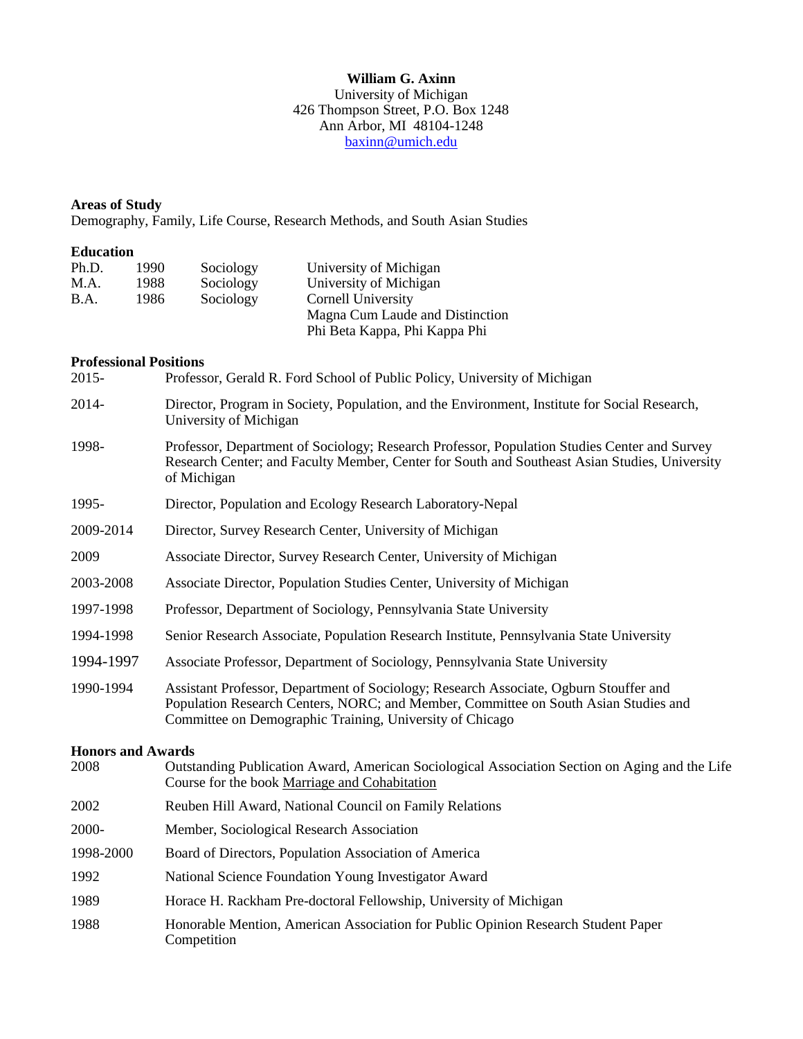**William G. Axinn**
University of Michigan
426 Thompson Street, P.O. Box 1248
Ann Arbor, MI 48104-1248
baxinn@umich.edu

**Areas of Study**

Demography, Family, Life Course, Research Methods, and South Asian Studies

**Education**

| | | | |
|---|---|---|---|
| Ph.D. | 1990 | Sociology | University of Michigan |
| M.A. | 1988 | Sociology | University of Michigan |
| B.A. | 1986 | Sociology | Cornell University<br>Magna Cum Laude and Distinction<br>Phi Beta Kappa, Phi Kappa Phi |

**Professional Positions**

| | |
|---|---|
| 2015- | Professor, Gerald R. Ford School of Public Policy, University of Michigan |
| 2014- | Director, Program in Society, Population, and the Environment, Institute for Social Research, University of Michigan |
| 1998- | Professor, Department of Sociology; Research Professor, Population Studies Center and Survey Research Center; and Faculty Member, Center for South and Southeast Asian Studies, University of Michigan |
| 1995- | Director, Population and Ecology Research Laboratory-Nepal |
| 2009-2014 | Director, Survey Research Center, University of Michigan |
| 2009 | Associate Director, Survey Research Center, University of Michigan |
| 2003-2008 | Associate Director, Population Studies Center, University of Michigan |
| 1997-1998 | Professor, Department of Sociology, Pennsylvania State University |
| 1994-1998 | Senior Research Associate, Population Research Institute, Pennsylvania State University |
| 1994-1997 | Associate Professor, Department of Sociology, Pennsylvania State University |
| 1990-1994 | Assistant Professor, Department of Sociology; Research Associate, Ogburn Stouffer and Population Research Centers, NORC; and Member, Committee on South Asian Studies and Committee on Demographic Training, University of Chicago |

**Honors and Awards**

| | |
|---|---|
| 2008 | Outstanding Publication Award, American Sociological Association Section on Aging and the Life Course for the book Marriage and Cohabitation |
| 2002 | Reuben Hill Award, National Council on Family Relations |
| 2000- | Member, Sociological Research Association |
| 1998-2000 | Board of Directors, Population Association of America |
| 1992 | National Science Foundation Young Investigator Award |
| 1989 | Horace H. Rackham Pre-doctoral Fellowship, University of Michigan |
| 1988 | Honorable Mention, American Association for Public Opinion Research Student Paper Competition |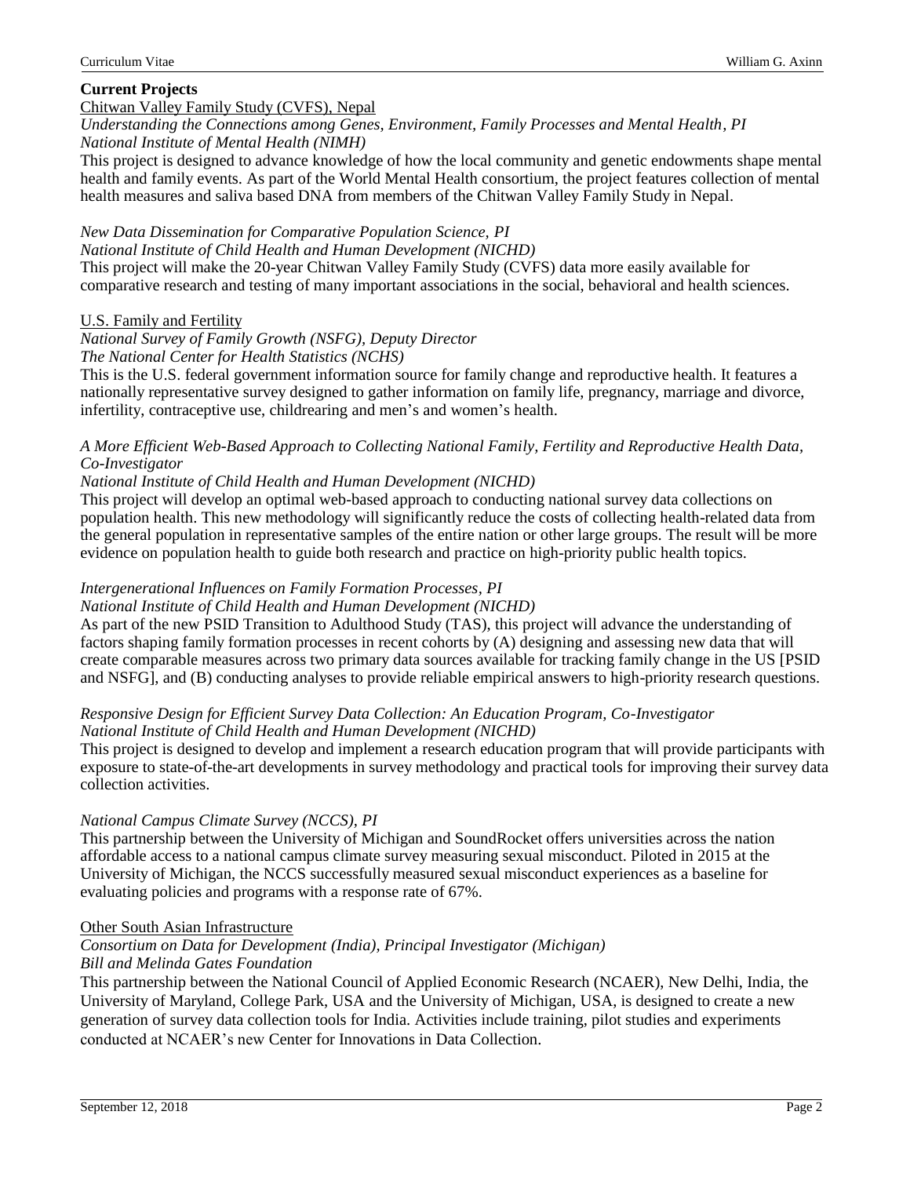## Current Projects

Chitwan Valley Family Study (CVFS), Nepal

*Understanding the Connections among Genes, Environment, Family Processes and Mental Health, PI*
*National Institute of Mental Health (NIMH)*

This project is designed to advance knowledge of how the local community and genetic endowments shape mental health and family events. As part of the World Mental Health consortium, the project features collection of mental health measures and saliva based DNA from members of the Chitwan Valley Family Study in Nepal.

*New Data Dissemination for Comparative Population Science, PI*
*National Institute of Child Health and Human Development (NICHD)*

This project will make the 20-year Chitwan Valley Family Study (CVFS) data more easily available for comparative research and testing of many important associations in the social, behavioral and health sciences.

U.S. Family and Fertility

*National Survey of Family Growth (NSFG), Deputy Director*
*The National Center for Health Statistics (NCHS)*

This is the U.S. federal government information source for family change and reproductive health. It features a nationally representative survey designed to gather information on family life, pregnancy, marriage and divorce, infertility, contraceptive use, childrearing and men's and women's health.

*A More Efficient Web-Based Approach to Collecting National Family, Fertility and Reproductive Health Data, Co-Investigator*
*National Institute of Child Health and Human Development (NICHD)*

This project will develop an optimal web-based approach to conducting national survey data collections on population health. This new methodology will significantly reduce the costs of collecting health-related data from the general population in representative samples of the entire nation or other large groups. The result will be more evidence on population health to guide both research and practice on high-priority public health topics.

*Intergenerational Influences on Family Formation Processes, PI*
*National Institute of Child Health and Human Development (NICHD)*

As part of the new PSID Transition to Adulthood Study (TAS), this project will advance the understanding of factors shaping family formation processes in recent cohorts by (A) designing and assessing new data that will create comparable measures across two primary data sources available for tracking family change in the US [PSID and NSFG], and (B) conducting analyses to provide reliable empirical answers to high-priority research questions.

*Responsive Design for Efficient Survey Data Collection: An Education Program, Co-Investigator*
*National Institute of Child Health and Human Development (NICHD)*

This project is designed to develop and implement a research education program that will provide participants with exposure to state-of-the-art developments in survey methodology and practical tools for improving their survey data collection activities.

*National Campus Climate Survey (NCCS), PI*

This partnership between the University of Michigan and SoundRocket offers universities across the nation affordable access to a national campus climate survey measuring sexual misconduct. Piloted in 2015 at the University of Michigan, the NCCS successfully measured sexual misconduct experiences as a baseline for evaluating policies and programs with a response rate of 67%.

Other South Asian Infrastructure

*Consortium on Data for Development (India), Principal Investigator (Michigan)*
*Bill and Melinda Gates Foundation*

This partnership between the National Council of Applied Economic Research (NCAER), New Delhi, India, the University of Maryland, College Park, USA and the University of Michigan, USA, is designed to create a new generation of survey data collection tools for India. Activities include training, pilot studies and experiments conducted at NCAER's new Center for Innovations in Data Collection.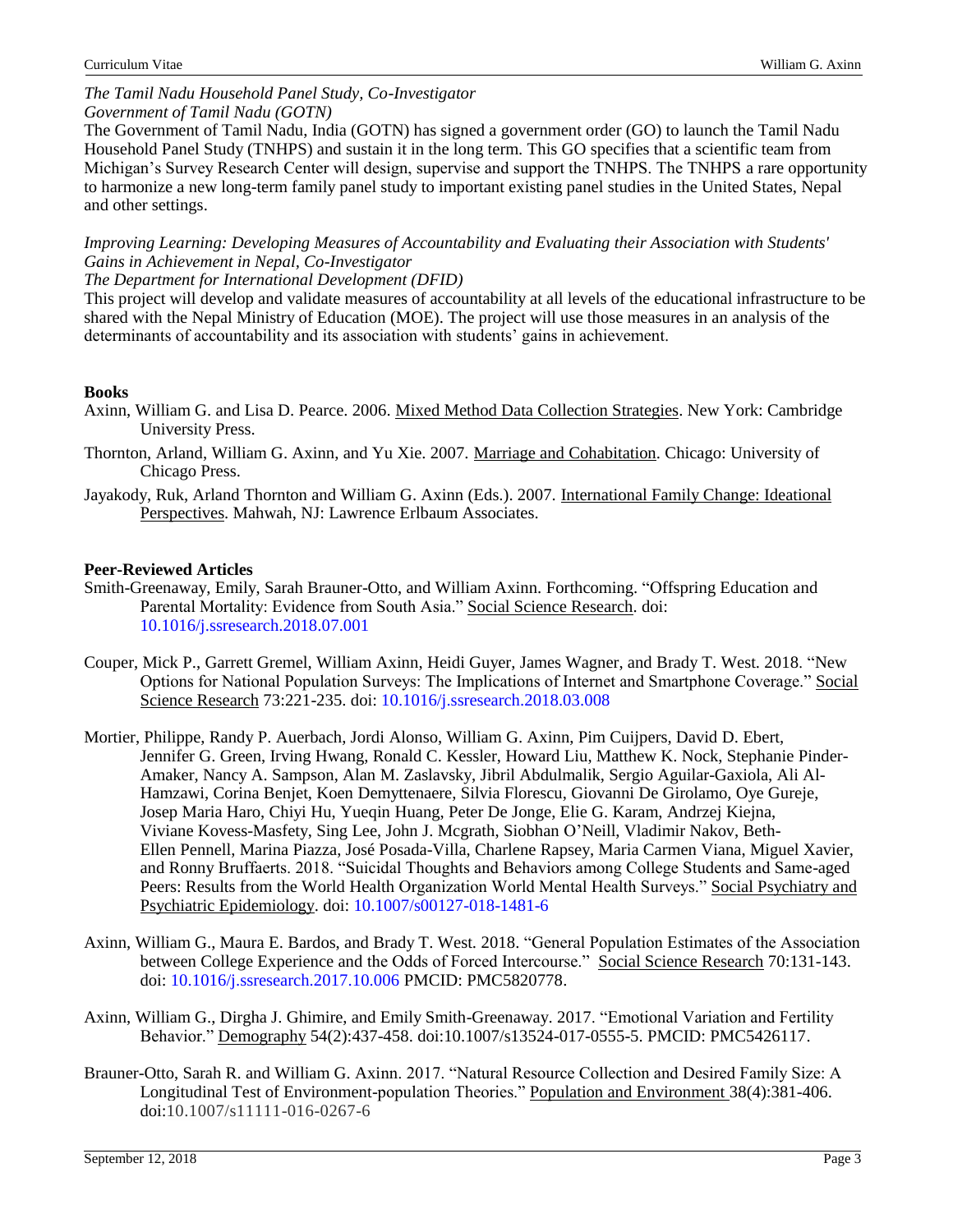*The Tamil Nadu Household Panel Study, Co-Investigator*
*Government of Tamil Nadu (GOTN)*
The Government of Tamil Nadu, India (GOTN) has signed a government order (GO) to launch the Tamil Nadu Household Panel Study (TNHPS) and sustain it in the long term. This GO specifies that a scientific team from Michigan's Survey Research Center will design, supervise and support the TNHPS. The TNHPS a rare opportunity to harmonize a new long-term family panel study to important existing panel studies in the United States, Nepal and other settings.

*Improving Learning: Developing Measures of Accountability and Evaluating their Association with Students' Gains in Achievement in Nepal, Co-Investigator*
*The Department for International Development (DFID)*
This project will develop and validate measures of accountability at all levels of the educational infrastructure to be shared with the Nepal Ministry of Education (MOE). The project will use those measures in an analysis of the determinants of accountability and its association with students' gains in achievement.

**Books**

Axinn, William G. and Lisa D. Pearce. 2006. Mixed Method Data Collection Strategies. New York: Cambridge University Press.

Thornton, Arland, William G. Axinn, and Yu Xie. 2007. Marriage and Cohabitation. Chicago: University of Chicago Press.

Jayakody, Ruk, Arland Thornton and William G. Axinn (Eds.). 2007. International Family Change: Ideational Perspectives. Mahwah, NJ: Lawrence Erlbaum Associates.

**Peer-Reviewed Articles**

Smith-Greenaway, Emily, Sarah Brauner-Otto, and William Axinn. Forthcoming. "Offspring Education and Parental Mortality: Evidence from South Asia." Social Science Research. doi: 10.1016/j.ssresearch.2018.07.001

Couper, Mick P., Garrett Gremel, William Axinn, Heidi Guyer, James Wagner, and Brady T. West. 2018. "New Options for National Population Surveys: The Implications of Internet and Smartphone Coverage." Social Science Research 73:221-235. doi: 10.1016/j.ssresearch.2018.03.008

Mortier, Philippe, Randy P. Auerbach, Jordi Alonso, William G. Axinn, Pim Cuijpers, David D. Ebert, Jennifer G. Green, Irving Hwang, Ronald C. Kessler, Howard Liu, Matthew K. Nock, Stephanie Pinder-Amaker, Nancy A. Sampson, Alan M. Zaslavsky, Jibril Abdulmalik, Sergio Aguilar-Gaxiola, Ali Al-Hamzawi, Corina Benjet, Koen Demyttenaere, Silvia Florescu, Giovanni De Girolamo, Oye Gureje, Josep Maria Haro, Chiyi Hu, Yueqin Huang, Peter De Jonge, Elie G. Karam, Andrzej Kiejna, Viviane Kovess-Masfety, Sing Lee, John J. Mcgrath, Siobhan O'Neill, Vladimir Nakov, Beth-Ellen Pennell, Marina Piazza, José Posada-Villa, Charlene Rapsey, Maria Carmen Viana, Miguel Xavier, and Ronny Bruffaerts. 2018. "Suicidal Thoughts and Behaviors among College Students and Same-aged Peers: Results from the World Health Organization World Mental Health Surveys." Social Psychiatry and Psychiatric Epidemiology. doi: 10.1007/s00127-018-1481-6

Axinn, William G., Maura E. Bardos, and Brady T. West. 2018. "General Population Estimates of the Association between College Experience and the Odds of Forced Intercourse." Social Science Research 70:131-143. doi: 10.1016/j.ssresearch.2017.10.006 PMCID: PMC5820778.

Axinn, William G., Dirgha J. Ghimire, and Emily Smith-Greenaway. 2017. "Emotional Variation and Fertility Behavior." Demography 54(2):437-458. doi:10.1007/s13524-017-0555-5. PMCID: PMC5426117.

Brauner-Otto, Sarah R. and William G. Axinn. 2017. "Natural Resource Collection and Desired Family Size: A Longitudinal Test of Environment-population Theories." Population and Environment 38(4):381-406. doi:10.1007/s11111-016-0267-6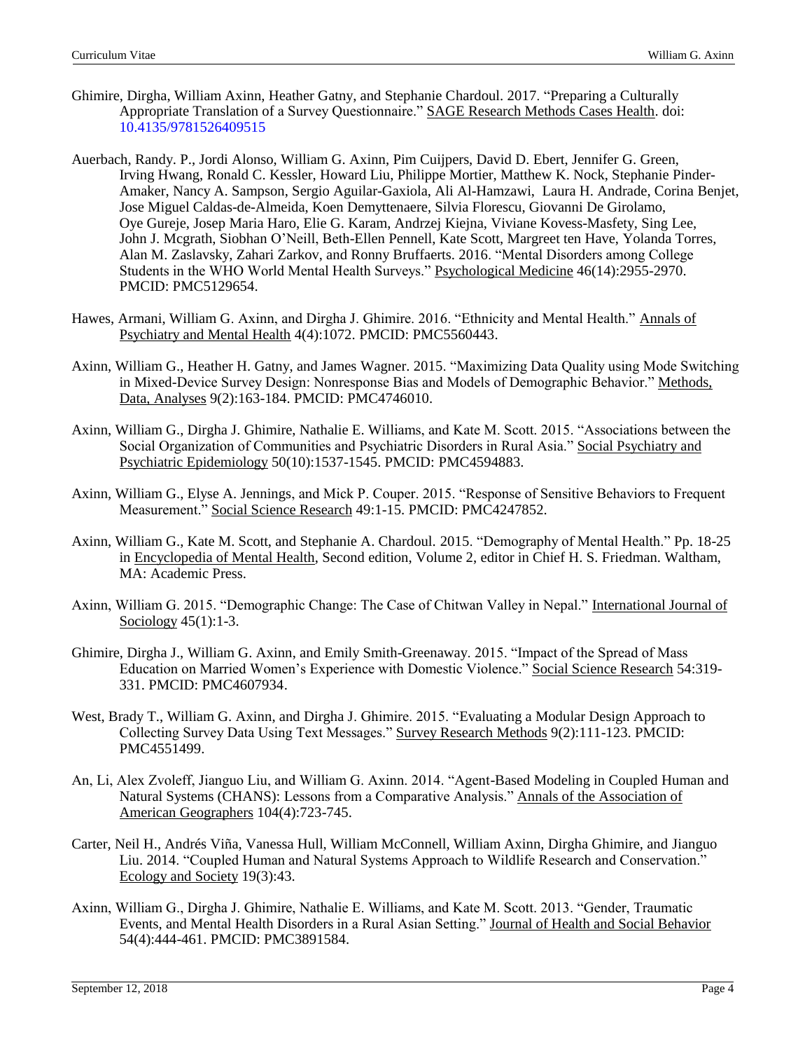Ghimire, Dirgha, William Axinn, Heather Gatny, and Stephanie Chardoul. 2017. “Preparing a Culturally Appropriate Translation of a Survey Questionnaire.” SAGE Research Methods Cases Health. doi: 10.4135/9781526409515

Auerbach, Randy. P., Jordi Alonso, William G. Axinn, Pim Cuijpers, David D. Ebert, Jennifer G. Green, Irving Hwang, Ronald C. Kessler, Howard Liu, Philippe Mortier, Matthew K. Nock, Stephanie Pinder-Amaker, Nancy A. Sampson, Sergio Aguilar-Gaxiola, Ali Al-Hamzawi, Laura H. Andrade, Corina Benjet, Jose Miguel Caldas-de-Almeida, Koen Demyttenaere, Silvia Florescu, Giovanni De Girolamo, Oye Gureje, Josep Maria Haro, Elie G. Karam, Andrzej Kiejna, Viviane Kovess-Masfety, Sing Lee, John J. Mcgrath, Siobhan O’Neill, Beth-Ellen Pennell, Kate Scott, Margreet ten Have, Yolanda Torres, Alan M. Zaslavsky, Zahari Zarkov, and Ronny Bruffaerts. 2016. “Mental Disorders among College Students in the WHO World Mental Health Surveys.” Psychological Medicine 46(14):2955-2970. PMCID: PMC5129654.

Hawes, Armani, William G. Axinn, and Dirgha J. Ghimire. 2016. “Ethnicity and Mental Health.” Annals of Psychiatry and Mental Health 4(4):1072. PMCID: PMC5560443.

Axinn, William G., Heather H. Gatny, and James Wagner. 2015. “Maximizing Data Quality using Mode Switching in Mixed-Device Survey Design: Nonresponse Bias and Models of Demographic Behavior.” Methods, Data, Analyses 9(2):163-184. PMCID: PMC4746010.

Axinn, William G., Dirgha J. Ghimire, Nathalie E. Williams, and Kate M. Scott. 2015. “Associations between the Social Organization of Communities and Psychiatric Disorders in Rural Asia.” Social Psychiatry and Psychiatric Epidemiology 50(10):1537-1545. PMCID: PMC4594883.

Axinn, William G., Elyse A. Jennings, and Mick P. Couper. 2015. “Response of Sensitive Behaviors to Frequent Measurement.” Social Science Research 49:1-15. PMCID: PMC4247852.

Axinn, William G., Kate M. Scott, and Stephanie A. Chardoul. 2015. “Demography of Mental Health.” Pp. 18-25 in Encyclopedia of Mental Health, Second edition, Volume 2, editor in Chief H. S. Friedman. Waltham, MA: Academic Press.

Axinn, William G. 2015. “Demographic Change: The Case of Chitwan Valley in Nepal.” International Journal of Sociology 45(1):1-3.

Ghimire, Dirgha J., William G. Axinn, and Emily Smith-Greenaway. 2015. “Impact of the Spread of Mass Education on Married Women’s Experience with Domestic Violence.” Social Science Research 54:319-331. PMCID: PMC4607934.

West, Brady T., William G. Axinn, and Dirgha J. Ghimire. 2015. “Evaluating a Modular Design Approach to Collecting Survey Data Using Text Messages.” Survey Research Methods 9(2):111-123. PMCID: PMC4551499.

An, Li, Alex Zvoleff, Jianguo Liu, and William G. Axinn. 2014. “Agent-Based Modeling in Coupled Human and Natural Systems (CHANS): Lessons from a Comparative Analysis.” Annals of the Association of American Geographers 104(4):723-745.

Carter, Neil H., Andrés Viña, Vanessa Hull, William McConnell, William Axinn, Dirgha Ghimire, and Jianguo Liu. 2014. “Coupled Human and Natural Systems Approach to Wildlife Research and Conservation.” Ecology and Society 19(3):43.

Axinn, William G., Dirgha J. Ghimire, Nathalie E. Williams, and Kate M. Scott. 2013. “Gender, Traumatic Events, and Mental Health Disorders in a Rural Asian Setting.” Journal of Health and Social Behavior 54(4):444-461. PMCID: PMC3891584.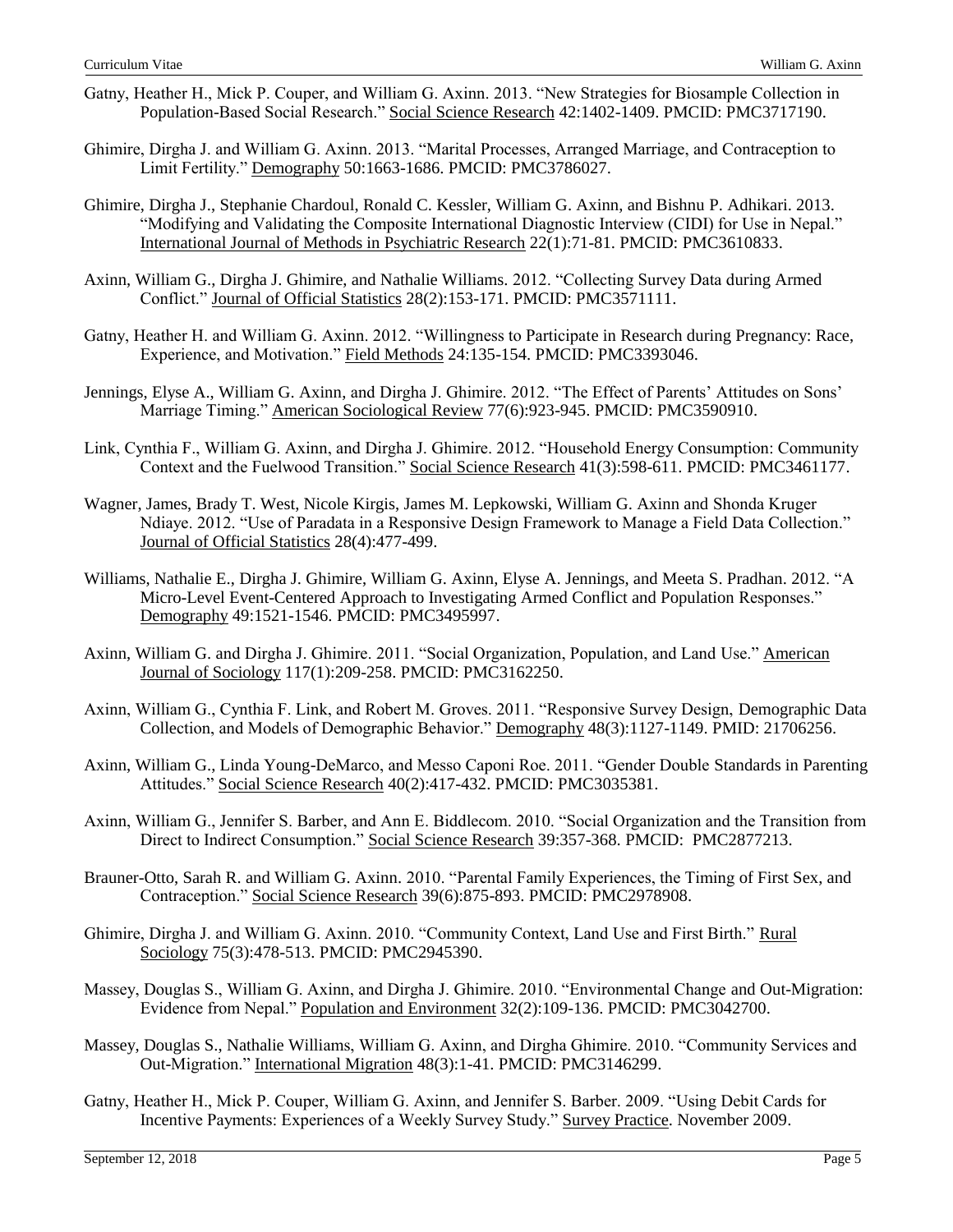Gatny, Heather H., Mick P. Couper, and William G. Axinn. 2013. "New Strategies for Biosample Collection in Population-Based Social Research." Social Science Research 42:1402-1409. PMCID: PMC3717190.

Ghimire, Dirgha J. and William G. Axinn. 2013. "Marital Processes, Arranged Marriage, and Contraception to Limit Fertility." Demography 50:1663-1686. PMCID: PMC3786027.

Ghimire, Dirgha J., Stephanie Chardoul, Ronald C. Kessler, William G. Axinn, and Bishnu P. Adhikari. 2013. "Modifying and Validating the Composite International Diagnostic Interview (CIDI) for Use in Nepal." International Journal of Methods in Psychiatric Research 22(1):71-81. PMCID: PMC3610833.

Axinn, William G., Dirgha J. Ghimire, and Nathalie Williams. 2012. "Collecting Survey Data during Armed Conflict." Journal of Official Statistics 28(2):153-171. PMCID: PMC3571111.

Gatny, Heather H. and William G. Axinn. 2012. "Willingness to Participate in Research during Pregnancy: Race, Experience, and Motivation." Field Methods 24:135-154. PMCID: PMC3393046.

Jennings, Elyse A., William G. Axinn, and Dirgha J. Ghimire. 2012. "The Effect of Parents' Attitudes on Sons' Marriage Timing." American Sociological Review 77(6):923-945. PMCID: PMC3590910.

Link, Cynthia F., William G. Axinn, and Dirgha J. Ghimire. 2012. "Household Energy Consumption: Community Context and the Fuelwood Transition." Social Science Research 41(3):598-611. PMCID: PMC3461177.

Wagner, James, Brady T. West, Nicole Kirgis, James M. Lepkowski, William G. Axinn and Shonda Kruger Ndiaye. 2012. "Use of Paradata in a Responsive Design Framework to Manage a Field Data Collection." Journal of Official Statistics 28(4):477-499.

Williams, Nathalie E., Dirgha J. Ghimire, William G. Axinn, Elyse A. Jennings, and Meeta S. Pradhan. 2012. "A Micro-Level Event-Centered Approach to Investigating Armed Conflict and Population Responses." Demography 49:1521-1546. PMCID: PMC3495997.

Axinn, William G. and Dirgha J. Ghimire. 2011. "Social Organization, Population, and Land Use." American Journal of Sociology 117(1):209-258. PMCID: PMC3162250.

Axinn, William G., Cynthia F. Link, and Robert M. Groves. 2011. "Responsive Survey Design, Demographic Data Collection, and Models of Demographic Behavior." Demography 48(3):1127-1149. PMID: 21706256.

Axinn, William G., Linda Young-DeMarco, and Messo Caponi Roe. 2011. "Gender Double Standards in Parenting Attitudes." Social Science Research 40(2):417-432. PMCID: PMC3035381.

Axinn, William G., Jennifer S. Barber, and Ann E. Biddlecom. 2010. "Social Organization and the Transition from Direct to Indirect Consumption." Social Science Research 39:357-368. PMCID: PMC2877213.

Brauner-Otto, Sarah R. and William G. Axinn. 2010. "Parental Family Experiences, the Timing of First Sex, and Contraception." Social Science Research 39(6):875-893. PMCID: PMC2978908.

Ghimire, Dirgha J. and William G. Axinn. 2010. "Community Context, Land Use and First Birth." Rural Sociology 75(3):478-513. PMCID: PMC2945390.

Massey, Douglas S., William G. Axinn, and Dirgha J. Ghimire. 2010. "Environmental Change and Out-Migration: Evidence from Nepal." Population and Environment 32(2):109-136. PMCID: PMC3042700.

Massey, Douglas S., Nathalie Williams, William G. Axinn, and Dirgha Ghimire. 2010. "Community Services and Out-Migration." International Migration 48(3):1-41. PMCID: PMC3146299.

Gatny, Heather H., Mick P. Couper, William G. Axinn, and Jennifer S. Barber. 2009. "Using Debit Cards for Incentive Payments: Experiences of a Weekly Survey Study." Survey Practice. November 2009.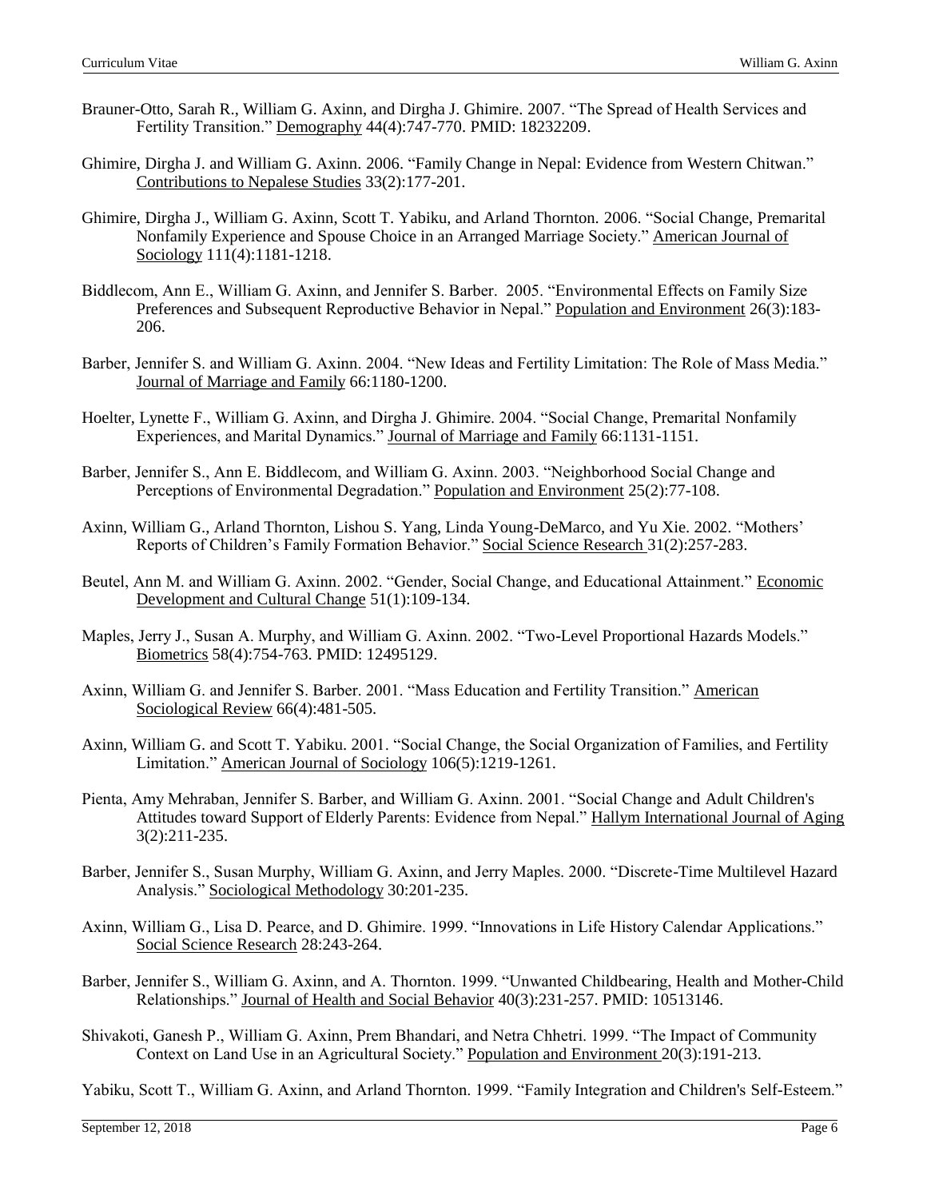Brauner-Otto, Sarah R., William G. Axinn, and Dirgha J. Ghimire. 2007. "The Spread of Health Services and Fertility Transition." Demography 44(4):747-770. PMID: 18232209.

Ghimire, Dirgha J. and William G. Axinn. 2006. "Family Change in Nepal: Evidence from Western Chitwan." Contributions to Nepalese Studies 33(2):177-201.

Ghimire, Dirgha J., William G. Axinn, Scott T. Yabiku, and Arland Thornton. 2006. "Social Change, Premarital Nonfamily Experience and Spouse Choice in an Arranged Marriage Society." American Journal of Sociology 111(4):1181-1218.

Biddlecom, Ann E., William G. Axinn, and Jennifer S. Barber. 2005. "Environmental Effects on Family Size Preferences and Subsequent Reproductive Behavior in Nepal." Population and Environment 26(3):183-206.

Barber, Jennifer S. and William G. Axinn. 2004. "New Ideas and Fertility Limitation: The Role of Mass Media." Journal of Marriage and Family 66:1180-1200.

Hoelter, Lynette F., William G. Axinn, and Dirgha J. Ghimire. 2004. "Social Change, Premarital Nonfamily Experiences, and Marital Dynamics." Journal of Marriage and Family 66:1131-1151.

Barber, Jennifer S., Ann E. Biddlecom, and William G. Axinn. 2003. "Neighborhood Social Change and Perceptions of Environmental Degradation." Population and Environment 25(2):77-108.

Axinn, William G., Arland Thornton, Lishou S. Yang, Linda Young-DeMarco, and Yu Xie. 2002. "Mothers' Reports of Children's Family Formation Behavior." Social Science Research 31(2):257-283.

Beutel, Ann M. and William G. Axinn. 2002. "Gender, Social Change, and Educational Attainment." Economic Development and Cultural Change 51(1):109-134.

Maples, Jerry J., Susan A. Murphy, and William G. Axinn. 2002. "Two-Level Proportional Hazards Models." Biometrics 58(4):754-763. PMID: 12495129.

Axinn, William G. and Jennifer S. Barber. 2001. "Mass Education and Fertility Transition." American Sociological Review 66(4):481-505.

Axinn, William G. and Scott T. Yabiku. 2001. "Social Change, the Social Organization of Families, and Fertility Limitation." American Journal of Sociology 106(5):1219-1261.

Pienta, Amy Mehraban, Jennifer S. Barber, and William G. Axinn. 2001. "Social Change and Adult Children's Attitudes toward Support of Elderly Parents: Evidence from Nepal." Hallym International Journal of Aging 3(2):211-235.

Barber, Jennifer S., Susan Murphy, William G. Axinn, and Jerry Maples. 2000. "Discrete-Time Multilevel Hazard Analysis." Sociological Methodology 30:201-235.

Axinn, William G., Lisa D. Pearce, and D. Ghimire. 1999. "Innovations in Life History Calendar Applications." Social Science Research 28:243-264.

Barber, Jennifer S., William G. Axinn, and A. Thornton. 1999. "Unwanted Childbearing, Health and Mother-Child Relationships." Journal of Health and Social Behavior 40(3):231-257. PMID: 10513146.

Shivakoti, Ganesh P., William G. Axinn, Prem Bhandari, and Netra Chhetri. 1999. "The Impact of Community Context on Land Use in an Agricultural Society." Population and Environment 20(3):191-213.

Yabiku, Scott T., William G. Axinn, and Arland Thornton. 1999. "Family Integration and Children's Self-Esteem."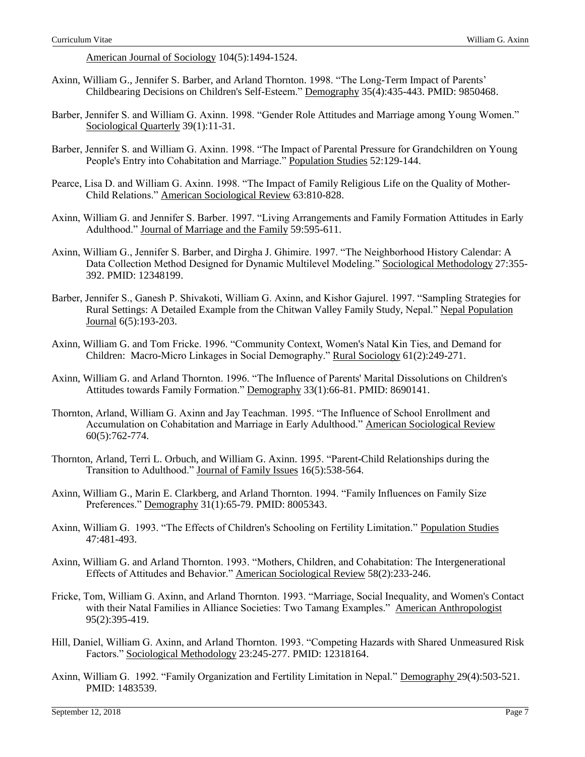American Journal of Sociology 104(5):1494-1524.

Axinn, William G., Jennifer S. Barber, and Arland Thornton. 1998. "The Long-Term Impact of Parents' Childbearing Decisions on Children's Self-Esteem." Demography 35(4):435-443. PMID: 9850468.

Barber, Jennifer S. and William G. Axinn. 1998. "Gender Role Attitudes and Marriage among Young Women." Sociological Quarterly 39(1):11-31.

Barber, Jennifer S. and William G. Axinn. 1998. "The Impact of Parental Pressure for Grandchildren on Young People's Entry into Cohabitation and Marriage." Population Studies 52:129-144.

Pearce, Lisa D. and William G. Axinn. 1998. "The Impact of Family Religious Life on the Quality of Mother-Child Relations." American Sociological Review 63:810-828.

Axinn, William G. and Jennifer S. Barber. 1997. "Living Arrangements and Family Formation Attitudes in Early Adulthood." Journal of Marriage and the Family 59:595-611.

Axinn, William G., Jennifer S. Barber, and Dirgha J. Ghimire. 1997. "The Neighborhood History Calendar: A Data Collection Method Designed for Dynamic Multilevel Modeling." Sociological Methodology 27:355-392. PMID: 12348199.

Barber, Jennifer S., Ganesh P. Shivakoti, William G. Axinn, and Kishor Gajurel. 1997. "Sampling Strategies for Rural Settings: A Detailed Example from the Chitwan Valley Family Study, Nepal." Nepal Population Journal 6(5):193-203.

Axinn, William G. and Tom Fricke. 1996. "Community Context, Women's Natal Kin Ties, and Demand for Children: Macro-Micro Linkages in Social Demography." Rural Sociology 61(2):249-271.

Axinn, William G. and Arland Thornton. 1996. "The Influence of Parents' Marital Dissolutions on Children's Attitudes towards Family Formation." Demography 33(1):66-81. PMID: 8690141.

Thornton, Arland, William G. Axinn and Jay Teachman. 1995. "The Influence of School Enrollment and Accumulation on Cohabitation and Marriage in Early Adulthood." American Sociological Review 60(5):762-774.

Thornton, Arland, Terri L. Orbuch, and William G. Axinn. 1995. "Parent-Child Relationships during the Transition to Adulthood." Journal of Family Issues 16(5):538-564.

Axinn, William G., Marin E. Clarkberg, and Arland Thornton. 1994. "Family Influences on Family Size Preferences." Demography 31(1):65-79. PMID: 8005343.

Axinn, William G. 1993. "The Effects of Children's Schooling on Fertility Limitation." Population Studies 47:481-493.

Axinn, William G. and Arland Thornton. 1993. "Mothers, Children, and Cohabitation: The Intergenerational Effects of Attitudes and Behavior." American Sociological Review 58(2):233-246.

Fricke, Tom, William G. Axinn, and Arland Thornton. 1993. "Marriage, Social Inequality, and Women's Contact with their Natal Families in Alliance Societies: Two Tamang Examples." American Anthropologist 95(2):395-419.

Hill, Daniel, William G. Axinn, and Arland Thornton. 1993. "Competing Hazards with Shared Unmeasured Risk Factors." Sociological Methodology 23:245-277. PMID: 12318164.

Axinn, William G. 1992. "Family Organization and Fertility Limitation in Nepal." Demography 29(4):503-521. PMID: 1483539.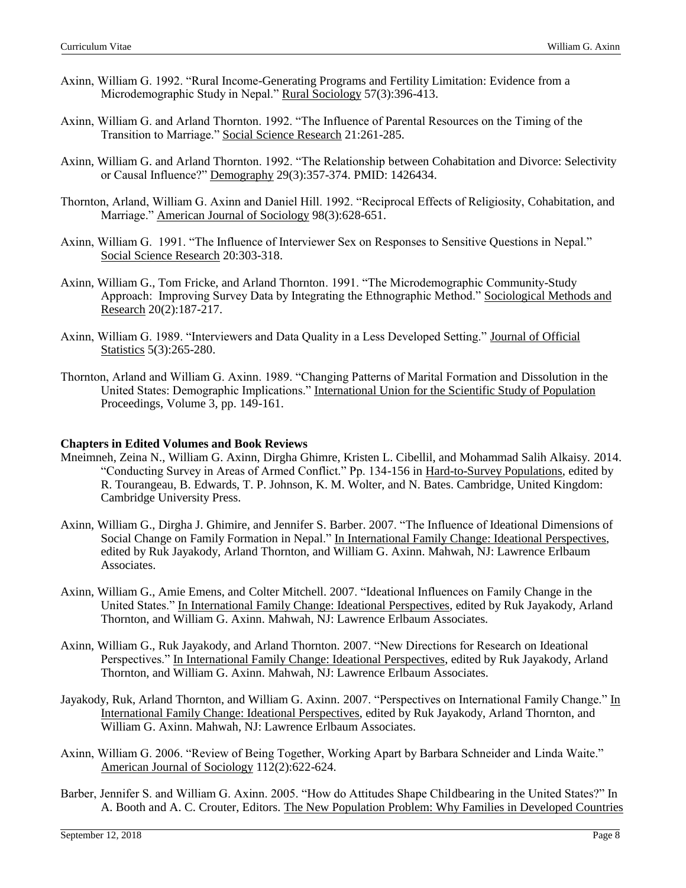Axinn, William G. 1992. "Rural Income-Generating Programs and Fertility Limitation: Evidence from a Microdemographic Study in Nepal." Rural Sociology 57(3):396-413.

Axinn, William G. and Arland Thornton. 1992. "The Influence of Parental Resources on the Timing of the Transition to Marriage." Social Science Research 21:261-285.

Axinn, William G. and Arland Thornton. 1992. "The Relationship between Cohabitation and Divorce: Selectivity or Causal Influence?" Demography 29(3):357-374. PMID: 1426434.

Thornton, Arland, William G. Axinn and Daniel Hill. 1992. "Reciprocal Effects of Religiosity, Cohabitation, and Marriage." American Journal of Sociology 98(3):628-651.

Axinn, William G. 1991. "The Influence of Interviewer Sex on Responses to Sensitive Questions in Nepal." Social Science Research 20:303-318.

Axinn, William G., Tom Fricke, and Arland Thornton. 1991. "The Microdemographic Community-Study Approach: Improving Survey Data by Integrating the Ethnographic Method." Sociological Methods and Research 20(2):187-217.

Axinn, William G. 1989. "Interviewers and Data Quality in a Less Developed Setting." Journal of Official Statistics 5(3):265-280.

Thornton, Arland and William G. Axinn. 1989. "Changing Patterns of Marital Formation and Dissolution in the United States: Demographic Implications." International Union for the Scientific Study of Population Proceedings, Volume 3, pp. 149-161.

**Chapters in Edited Volumes and Book Reviews**

Mneimneh, Zeina N., William G. Axinn, Dirgha Ghimre, Kristen L. Cibellil, and Mohammad Salih Alkaisy. 2014. "Conducting Survey in Areas of Armed Conflict." Pp. 134-156 in Hard-to-Survey Populations, edited by R. Tourangeau, B. Edwards, T. P. Johnson, K. M. Wolter, and N. Bates. Cambridge, United Kingdom: Cambridge University Press.

Axinn, William G., Dirgha J. Ghimire, and Jennifer S. Barber. 2007. "The Influence of Ideational Dimensions of Social Change on Family Formation in Nepal." In International Family Change: Ideational Perspectives, edited by Ruk Jayakody, Arland Thornton, and William G. Axinn. Mahwah, NJ: Lawrence Erlbaum Associates.

Axinn, William G., Amie Emens, and Colter Mitchell. 2007. "Ideational Influences on Family Change in the United States." In International Family Change: Ideational Perspectives, edited by Ruk Jayakody, Arland Thornton, and William G. Axinn. Mahwah, NJ: Lawrence Erlbaum Associates.

Axinn, William G., Ruk Jayakody, and Arland Thornton. 2007. "New Directions for Research on Ideational Perspectives." In International Family Change: Ideational Perspectives, edited by Ruk Jayakody, Arland Thornton, and William G. Axinn. Mahwah, NJ: Lawrence Erlbaum Associates.

Jayakody, Ruk, Arland Thornton, and William G. Axinn. 2007. "Perspectives on International Family Change." In International Family Change: Ideational Perspectives, edited by Ruk Jayakody, Arland Thornton, and William G. Axinn. Mahwah, NJ: Lawrence Erlbaum Associates.

Axinn, William G. 2006. "Review of Being Together, Working Apart by Barbara Schneider and Linda Waite." American Journal of Sociology 112(2):622-624.

Barber, Jennifer S. and William G. Axinn. 2005. "How do Attitudes Shape Childbearing in the United States?" In A. Booth and A. C. Crouter, Editors. The New Population Problem: Why Families in Developed Countries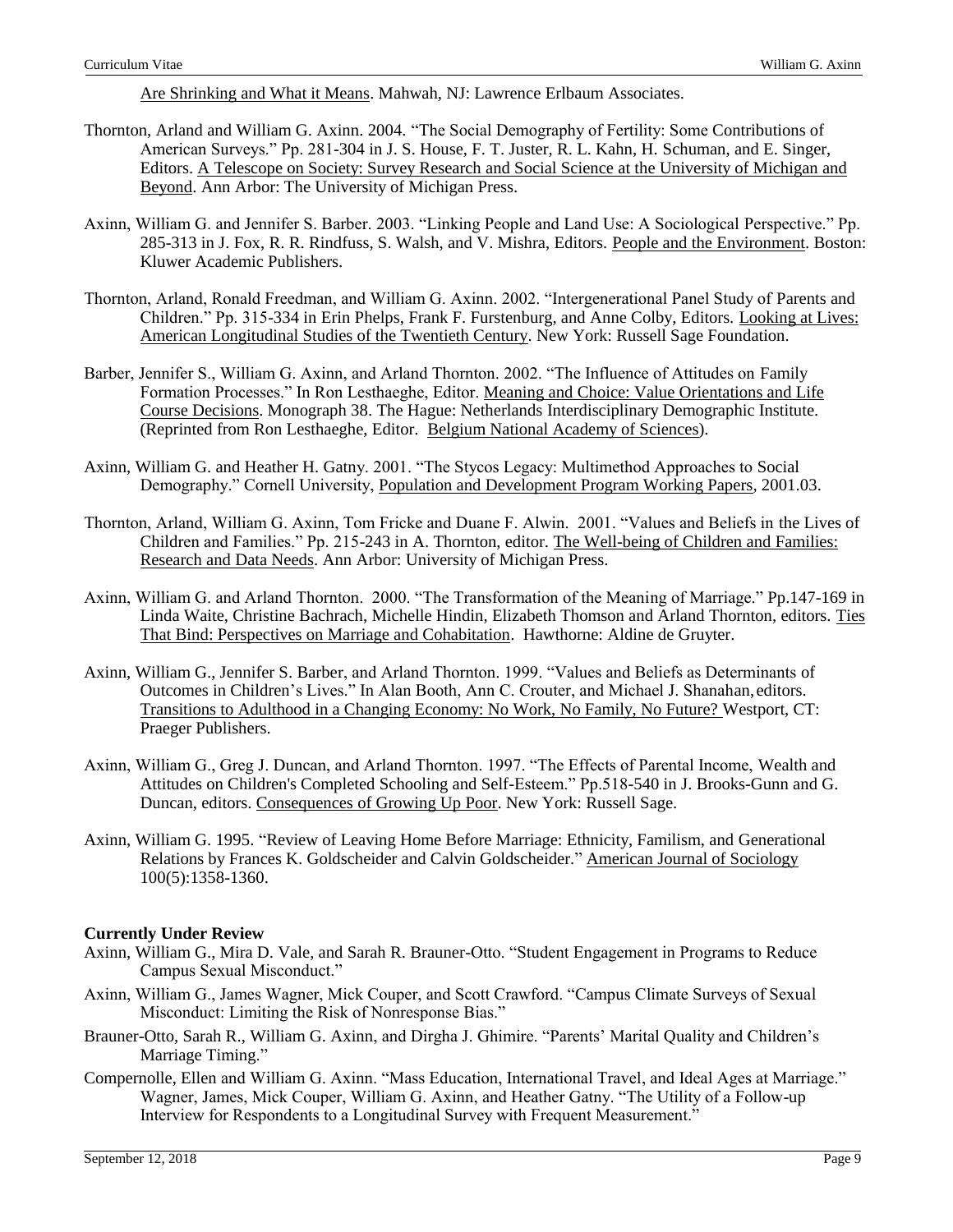Are Shrinking and What it Means. Mahwah, NJ: Lawrence Erlbaum Associates.

Thornton, Arland and William G. Axinn. 2004. "The Social Demography of Fertility: Some Contributions of American Surveys." Pp. 281-304 in J. S. House, F. T. Juster, R. L. Kahn, H. Schuman, and E. Singer, Editors. A Telescope on Society: Survey Research and Social Science at the University of Michigan and Beyond. Ann Arbor: The University of Michigan Press.

Axinn, William G. and Jennifer S. Barber. 2003. "Linking People and Land Use: A Sociological Perspective." Pp. 285-313 in J. Fox, R. R. Rindfuss, S. Walsh, and V. Mishra, Editors. People and the Environment. Boston: Kluwer Academic Publishers.

Thornton, Arland, Ronald Freedman, and William G. Axinn. 2002. "Intergenerational Panel Study of Parents and Children." Pp. 315-334 in Erin Phelps, Frank F. Furstenburg, and Anne Colby, Editors. Looking at Lives: American Longitudinal Studies of the Twentieth Century. New York: Russell Sage Foundation.

Barber, Jennifer S., William G. Axinn, and Arland Thornton. 2002. "The Influence of Attitudes on Family Formation Processes." In Ron Lesthaeghe, Editor. Meaning and Choice: Value Orientations and Life Course Decisions. Monograph 38. The Hague: Netherlands Interdisciplinary Demographic Institute. (Reprinted from Ron Lesthaeghe, Editor. Belgium National Academy of Sciences).

Axinn, William G. and Heather H. Gatny. 2001. "The Stycos Legacy: Multimethod Approaches to Social Demography." Cornell University, Population and Development Program Working Papers, 2001.03.

Thornton, Arland, William G. Axinn, Tom Fricke and Duane F. Alwin. 2001. "Values and Beliefs in the Lives of Children and Families." Pp. 215-243 in A. Thornton, editor. The Well-being of Children and Families: Research and Data Needs. Ann Arbor: University of Michigan Press.

Axinn, William G. and Arland Thornton. 2000. "The Transformation of the Meaning of Marriage." Pp.147-169 in Linda Waite, Christine Bachrach, Michelle Hindin, Elizabeth Thomson and Arland Thornton, editors. Ties That Bind: Perspectives on Marriage and Cohabitation. Hawthorne: Aldine de Gruyter.

Axinn, William G., Jennifer S. Barber, and Arland Thornton. 1999. "Values and Beliefs as Determinants of Outcomes in Children's Lives." In Alan Booth, Ann C. Crouter, and Michael J. Shanahan, editors. Transitions to Adulthood in a Changing Economy: No Work, No Family, No Future? Westport, CT: Praeger Publishers.

Axinn, William G., Greg J. Duncan, and Arland Thornton. 1997. "The Effects of Parental Income, Wealth and Attitudes on Children's Completed Schooling and Self-Esteem." Pp.518-540 in J. Brooks-Gunn and G. Duncan, editors. Consequences of Growing Up Poor. New York: Russell Sage.

Axinn, William G. 1995. "Review of Leaving Home Before Marriage: Ethnicity, Familism, and Generational Relations by Frances K. Goldscheider and Calvin Goldscheider." American Journal of Sociology 100(5):1358-1360.

**Currently Under Review**

Axinn, William G., Mira D. Vale, and Sarah R. Brauner-Otto. "Student Engagement in Programs to Reduce Campus Sexual Misconduct."

Axinn, William G., James Wagner, Mick Couper, and Scott Crawford. "Campus Climate Surveys of Sexual Misconduct: Limiting the Risk of Nonresponse Bias."

Brauner-Otto, Sarah R., William G. Axinn, and Dirgha J. Ghimire. "Parents' Marital Quality and Children's Marriage Timing."

Compernolle, Ellen and William G. Axinn. "Mass Education, International Travel, and Ideal Ages at Marriage."

Wagner, James, Mick Couper, William G. Axinn, and Heather Gatny. "The Utility of a Follow-up Interview for Respondents to a Longitudinal Survey with Frequent Measurement."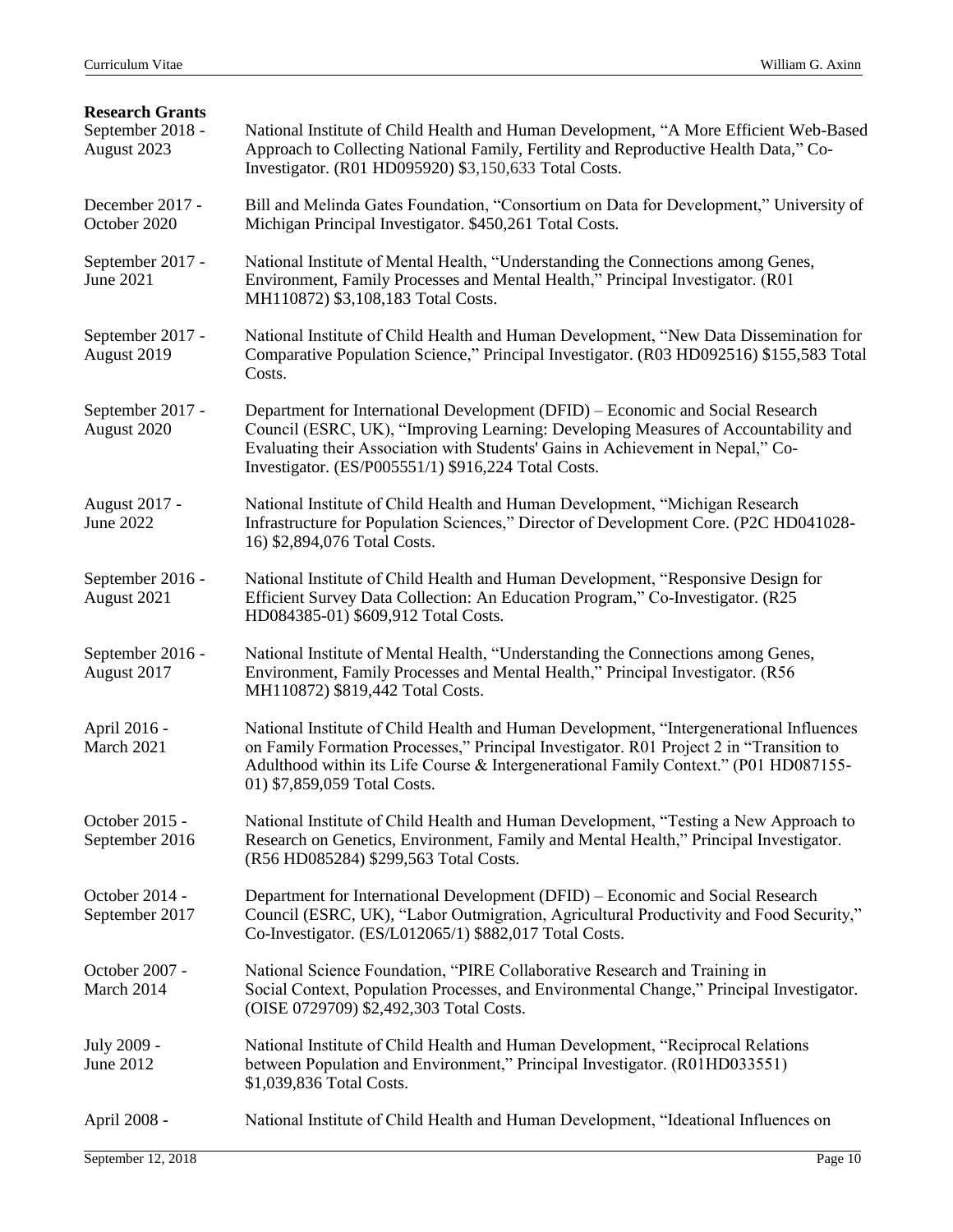**Research Grants**

September 2018 - August 2023
National Institute of Child Health and Human Development, "A More Efficient Web-Based Approach to Collecting National Family, Fertility and Reproductive Health Data," Co-Investigator. (R01 HD095920) $3,150,633 Total Costs.

December 2017 - October 2020
Bill and Melinda Gates Foundation, "Consortium on Data for Development," University of Michigan Principal Investigator. $450,261 Total Costs.

September 2017 - June 2021
National Institute of Mental Health, "Understanding the Connections among Genes, Environment, Family Processes and Mental Health," Principal Investigator. (R01 MH110872) $3,108,183 Total Costs.

September 2017 - August 2019
National Institute of Child Health and Human Development, "New Data Dissemination for Comparative Population Science," Principal Investigator. (R03 HD092516) $155,583 Total Costs.

September 2017 - August 2020
Department for International Development (DFID) – Economic and Social Research Council (ESRC, UK), "Improving Learning: Developing Measures of Accountability and Evaluating their Association with Students' Gains in Achievement in Nepal," Co-Investigator. (ES/P005551/1) $916,224 Total Costs.

August 2017 - June 2022
National Institute of Child Health and Human Development, "Michigan Research Infrastructure for Population Sciences," Director of Development Core. (P2C HD041028-16) $2,894,076 Total Costs.

September 2016 - August 2021
National Institute of Child Health and Human Development, "Responsive Design for Efficient Survey Data Collection: An Education Program," Co-Investigator. (R25 HD084385-01) $609,912 Total Costs.

September 2016 - August 2017
National Institute of Mental Health, "Understanding the Connections among Genes, Environment, Family Processes and Mental Health," Principal Investigator. (R56 MH110872) $819,442 Total Costs.

April 2016 - March 2021
National Institute of Child Health and Human Development, "Intergenerational Influences on Family Formation Processes," Principal Investigator. R01 Project 2 in "Transition to Adulthood within its Life Course & Intergenerational Family Context." (P01 HD087155-01) $7,859,059 Total Costs.

October 2015 - September 2016
National Institute of Child Health and Human Development, "Testing a New Approach to Research on Genetics, Environment, Family and Mental Health," Principal Investigator. (R56 HD085284) $299,563 Total Costs.

October 2014 - September 2017
Department for International Development (DFID) – Economic and Social Research Council (ESRC, UK), "Labor Outmigration, Agricultural Productivity and Food Security," Co-Investigator. (ES/L012065/1) $882,017 Total Costs.

October 2007 - March 2014
National Science Foundation, "PIRE Collaborative Research and Training in Social Context, Population Processes, and Environmental Change," Principal Investigator. (OISE 0729709) $2,492,303 Total Costs.

July 2009 - June 2012
National Institute of Child Health and Human Development, "Reciprocal Relations between Population and Environment," Principal Investigator. (R01HD033551) $1,039,836 Total Costs.

April 2008 -
National Institute of Child Health and Human Development, "Ideational Influences on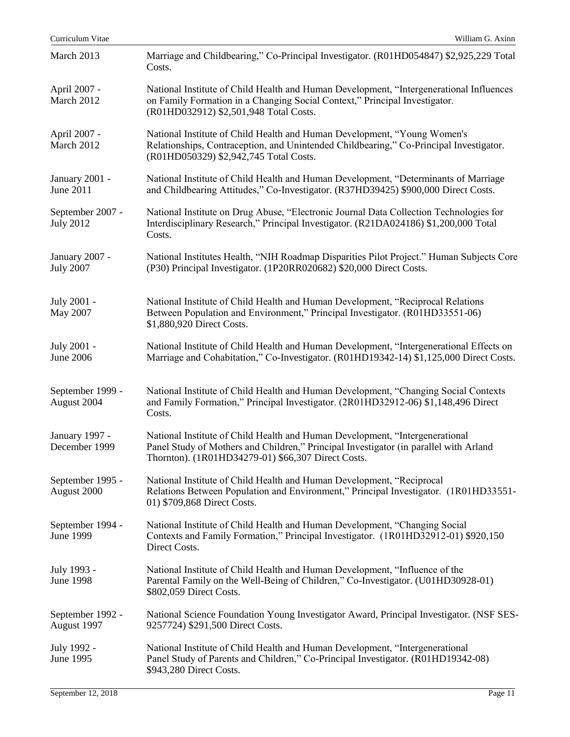| | |
|---|---|
| March 2013 | Marriage and Childbearing," Co-Principal Investigator. (R01HD054847) $2,925,229 Total Costs. |
| April 2007 - March 2012 | National Institute of Child Health and Human Development, "Intergenerational Influences on Family Formation in a Changing Social Context," Principal Investigator. (R01HD032912) $2,501,948 Total Costs. |
| April 2007 - March 2012 | National Institute of Child Health and Human Development, "Young Women's Relationships, Contraception, and Unintended Childbearing," Co-Principal Investigator. (R01HD050329) $2,942,745 Total Costs. |
| January 2001 - June 2011 | National Institute of Child Health and Human Development, "Determinants of Marriage and Childbearing Attitudes," Co-Investigator. (R37HD39425) $900,000 Direct Costs. |
| September 2007 - July 2012 | National Institute on Drug Abuse, "Electronic Journal Data Collection Technologies for Interdisciplinary Research," Principal Investigator. (R21DA024186) $1,200,000 Total Costs. |
| January 2007 - July 2007 | National Institutes Health, "NIH Roadmap Disparities Pilot Project." Human Subjects Core (P30) Principal Investigator. (1P20RR020682) $20,000 Direct Costs. |
| July 2001 - May 2007 | National Institute of Child Health and Human Development, "Reciprocal Relations Between Population and Environment," Principal Investigator. (R01HD33551-06) $1,880,920 Direct Costs. |
| July 2001 - June 2006 | National Institute of Child Health and Human Development, "Intergenerational Effects on Marriage and Cohabitation," Co-Investigator. (R01HD19342-14) $1,125,000 Direct Costs. |
| September 1999 - August 2004 | National Institute of Child Health and Human Development, "Changing Social Contexts and Family Formation," Principal Investigator. (2R01HD32912-06) $1,148,496 Direct Costs. |
| January 1997 - December 1999 | National Institute of Child Health and Human Development, "Intergenerational Panel Study of Mothers and Children," Principal Investigator (in parallel with Arland Thornton). (1R01HD34279-01) $66,307 Direct Costs. |
| September 1995 - August 2000 | National Institute of Child Health and Human Development, "Reciprocal Relations Between Population and Environment," Principal Investigator. (1R01HD33551-01) $709,868 Direct Costs. |
| September 1994 - June 1999 | National Institute of Child Health and Human Development, "Changing Social Contexts and Family Formation," Principal Investigator. (1R01HD32912-01) $920,150 Direct Costs. |
| July 1993 - June 1998 | National Institute of Child Health and Human Development, "Influence of the Parental Family on the Well-Being of Children," Co-Investigator. (U01HD30928-01) $802,059 Direct Costs. |
| September 1992 - August 1997 | National Science Foundation Young Investigator Award, Principal Investigator. (NSF SES-9257724) $291,500 Direct Costs. |
| July 1992 - June 1995 | National Institute of Child Health and Human Development, "Intergenerational Panel Study of Parents and Children," Co-Principal Investigator. (R01HD19342-08) $943,280 Direct Costs. |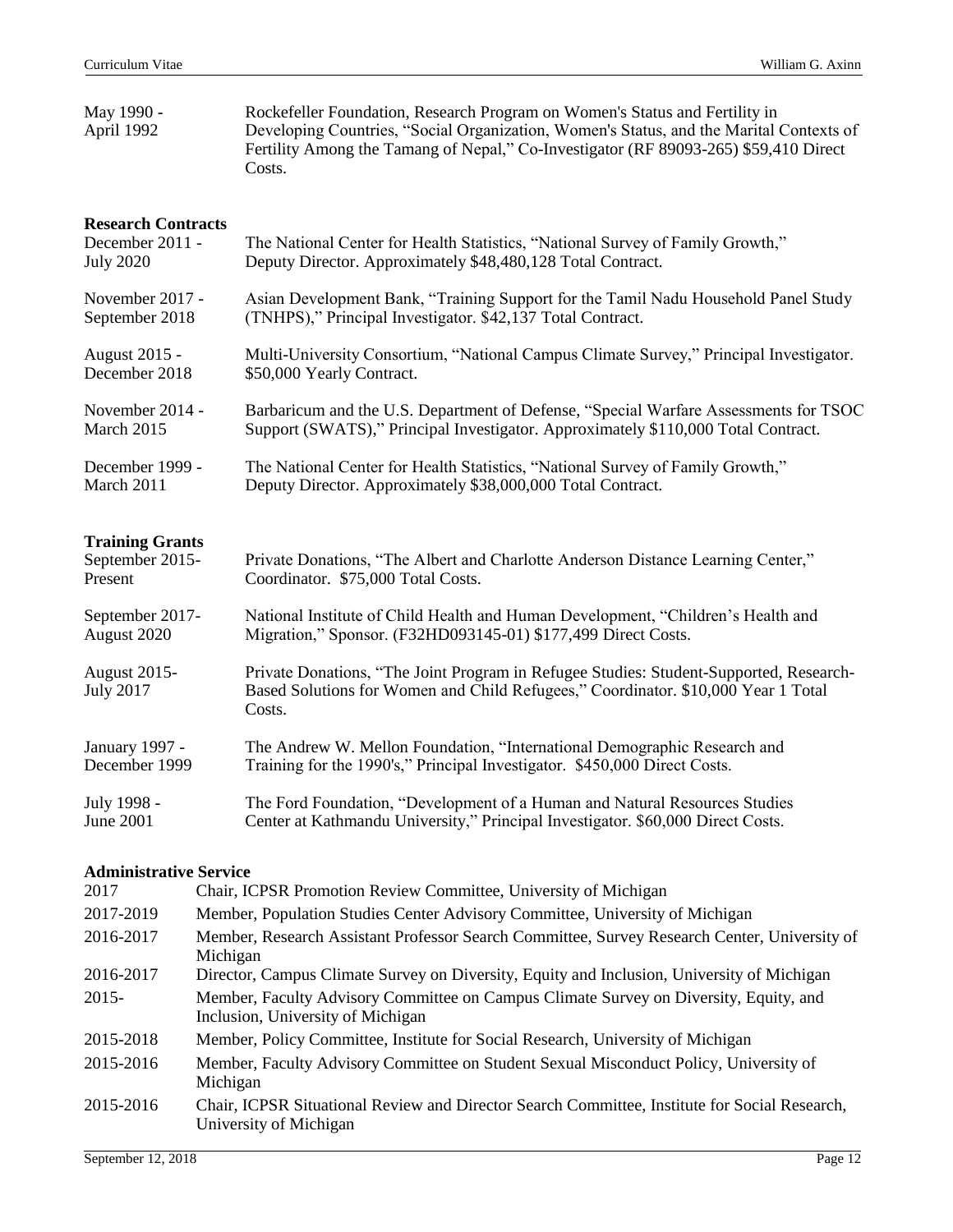| | |
|---|---|
| May 1990 - April 1992 | Rockefeller Foundation, Research Program on Women's Status and Fertility in Developing Countries, "Social Organization, Women's Status, and the Marital Contexts of Fertility Among the Tamang of Nepal," Co-Investigator (RF 89093-265) \$59,410 Direct Costs. |

**Research Contracts**

| | |
|---|---|
| December 2011 - July 2020 | The National Center for Health Statistics, "National Survey of Family Growth," Deputy Director. Approximately \$48,480,128 Total Contract. |
| November 2017 - September 2018 | Asian Development Bank, "Training Support for the Tamil Nadu Household Panel Study (TNHPS)," Principal Investigator. \$42,137 Total Contract. |
| August 2015 - December 2018 | Multi-University Consortium, "National Campus Climate Survey," Principal Investigator. \$50,000 Yearly Contract. |
| November 2014 - March 2015 | Barbaricum and the U.S. Department of Defense, "Special Warfare Assessments for TSOC Support (SWATS)," Principal Investigator. Approximately \$110,000 Total Contract. |
| December 1999 - March 2011 | The National Center for Health Statistics, "National Survey of Family Growth," Deputy Director. Approximately \$38,000,000 Total Contract. |

**Training Grants**

| | |
|---|---|
| September 2015- Present | Private Donations, "The Albert and Charlotte Anderson Distance Learning Center," Coordinator. \$75,000 Total Costs. |
| September 2017- August 2020 | National Institute of Child Health and Human Development, "Children's Health and Migration," Sponsor. (F32HD093145-01) \$177,499 Direct Costs. |
| August 2015- July 2017 | Private Donations, "The Joint Program in Refugee Studies: Student-Supported, Research-Based Solutions for Women and Child Refugees," Coordinator. \$10,000 Year 1 Total Costs. |
| January 1997 - December 1999 | The Andrew W. Mellon Foundation, "International Demographic Research and Training for the 1990's," Principal Investigator. \$450,000 Direct Costs. |
| July 1998 - June 2001 | The Ford Foundation, "Development of a Human and Natural Resources Studies Center at Kathmandu University," Principal Investigator. \$60,000 Direct Costs. |

**Administrative Service**

| | |
|---|---|
| 2017 | Chair, ICPSR Promotion Review Committee, University of Michigan |
| 2017-2019 | Member, Population Studies Center Advisory Committee, University of Michigan |
| 2016-2017 | Member, Research Assistant Professor Search Committee, Survey Research Center, University of Michigan |
| 2016-2017 | Director, Campus Climate Survey on Diversity, Equity and Inclusion, University of Michigan |
| 2015- | Member, Faculty Advisory Committee on Campus Climate Survey on Diversity, Equity, and Inclusion, University of Michigan |
| 2015-2018 | Member, Policy Committee, Institute for Social Research, University of Michigan |
| 2015-2016 | Member, Faculty Advisory Committee on Student Sexual Misconduct Policy, University of Michigan |
| 2015-2016 | Chair, ICPSR Situational Review and Director Search Committee, Institute for Social Research, University of Michigan |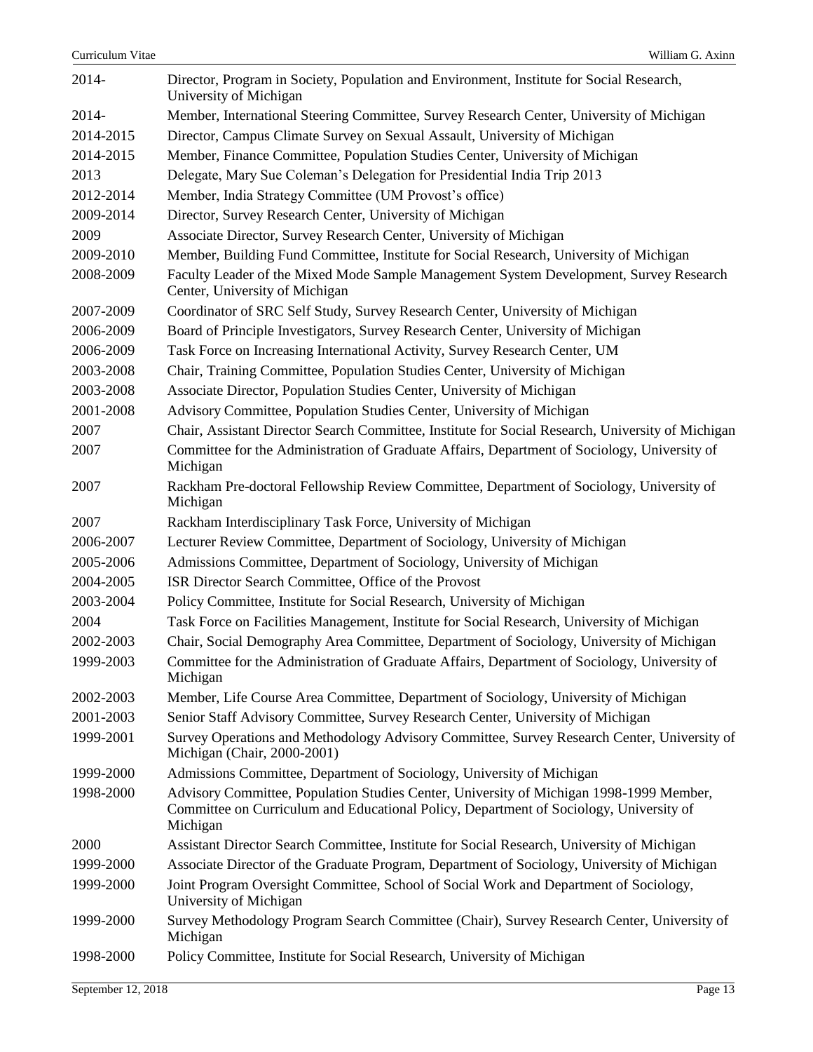| | |
|---|---|
| 2014- | Director, Program in Society, Population and Environment, Institute for Social Research, University of Michigan |
| 2014- | Member, International Steering Committee, Survey Research Center, University of Michigan |
| 2014-2015 | Director, Campus Climate Survey on Sexual Assault, University of Michigan |
| 2014-2015 | Member, Finance Committee, Population Studies Center, University of Michigan |
| 2013 | Delegate, Mary Sue Coleman's Delegation for Presidential India Trip 2013 |
| 2012-2014 | Member, India Strategy Committee (UM Provost's office) |
| 2009-2014 | Director, Survey Research Center, University of Michigan |
| 2009 | Associate Director, Survey Research Center, University of Michigan |
| 2009-2010 | Member, Building Fund Committee, Institute for Social Research, University of Michigan |
| 2008-2009 | Faculty Leader of the Mixed Mode Sample Management System Development, Survey Research Center, University of Michigan |
| 2007-2009 | Coordinator of SRC Self Study, Survey Research Center, University of Michigan |
| 2006-2009 | Board of Principle Investigators, Survey Research Center, University of Michigan |
| 2006-2009 | Task Force on Increasing International Activity, Survey Research Center, UM |
| 2003-2008 | Chair, Training Committee, Population Studies Center, University of Michigan |
| 2003-2008 | Associate Director, Population Studies Center, University of Michigan |
| 2001-2008 | Advisory Committee, Population Studies Center, University of Michigan |
| 2007 | Chair, Assistant Director Search Committee, Institute for Social Research, University of Michigan |
| 2007 | Committee for the Administration of Graduate Affairs, Department of Sociology, University of Michigan |
| 2007 | Rackham Pre-doctoral Fellowship Review Committee, Department of Sociology, University of Michigan |
| 2007 | Rackham Interdisciplinary Task Force, University of Michigan |
| 2006-2007 | Lecturer Review Committee, Department of Sociology, University of Michigan |
| 2005-2006 | Admissions Committee, Department of Sociology, University of Michigan |
| 2004-2005 | ISR Director Search Committee, Office of the Provost |
| 2003-2004 | Policy Committee, Institute for Social Research, University of Michigan |
| 2004 | Task Force on Facilities Management, Institute for Social Research, University of Michigan |
| 2002-2003 | Chair, Social Demography Area Committee, Department of Sociology, University of Michigan |
| 1999-2003 | Committee for the Administration of Graduate Affairs, Department of Sociology, University of Michigan |
| 2002-2003 | Member, Life Course Area Committee, Department of Sociology, University of Michigan |
| 2001-2003 | Senior Staff Advisory Committee, Survey Research Center, University of Michigan |
| 1999-2001 | Survey Operations and Methodology Advisory Committee, Survey Research Center, University of Michigan (Chair, 2000-2001) |
| 1999-2000 | Admissions Committee, Department of Sociology, University of Michigan |
| 1998-2000 | Advisory Committee, Population Studies Center, University of Michigan 1998-1999 Member, Committee on Curriculum and Educational Policy, Department of Sociology, University of Michigan |
| 2000 | Assistant Director Search Committee, Institute for Social Research, University of Michigan |
| 1999-2000 | Associate Director of the Graduate Program, Department of Sociology, University of Michigan |
| 1999-2000 | Joint Program Oversight Committee, School of Social Work and Department of Sociology, University of Michigan |
| 1999-2000 | Survey Methodology Program Search Committee (Chair), Survey Research Center, University of Michigan |
| 1998-2000 | Policy Committee, Institute for Social Research, University of Michigan |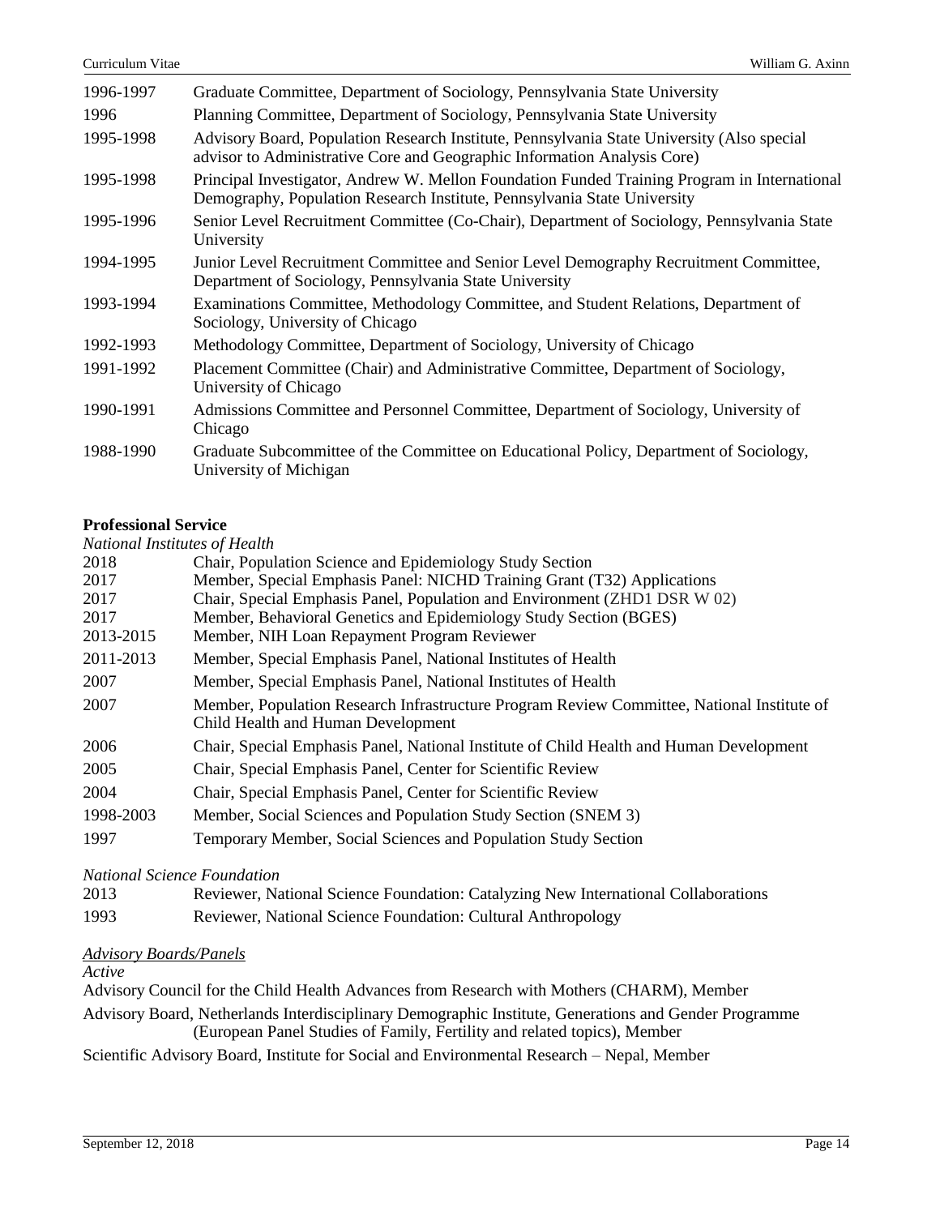| | |
|---|---|
| 1996-1997 | Graduate Committee, Department of Sociology, Pennsylvania State University |
| 1996 | Planning Committee, Department of Sociology, Pennsylvania State University |
| 1995-1998 | Advisory Board, Population Research Institute, Pennsylvania State University (Also special advisor to Administrative Core and Geographic Information Analysis Core) |
| 1995-1998 | Principal Investigator, Andrew W. Mellon Foundation Funded Training Program in International Demography, Population Research Institute, Pennsylvania State University |
| 1995-1996 | Senior Level Recruitment Committee (Co-Chair), Department of Sociology, Pennsylvania State University |
| 1994-1995 | Junior Level Recruitment Committee and Senior Level Demography Recruitment Committee, Department of Sociology, Pennsylvania State University |
| 1993-1994 | Examinations Committee, Methodology Committee, and Student Relations, Department of Sociology, University of Chicago |
| 1992-1993 | Methodology Committee, Department of Sociology, University of Chicago |
| 1991-1992 | Placement Committee (Chair) and Administrative Committee, Department of Sociology, University of Chicago |
| 1990-1991 | Admissions Committee and Personnel Committee, Department of Sociology, University of Chicago |
| 1988-1990 | Graduate Subcommittee of the Committee on Educational Policy, Department of Sociology, University of Michigan |

**Professional Service**

*National Institutes of Health*

| | |
|---|---|
| 2018 | Chair, Population Science and Epidemiology Study Section |
| 2017 | Member, Special Emphasis Panel: NICHD Training Grant (T32) Applications |
| 2017 | Chair, Special Emphasis Panel, Population and Environment (ZHD1 DSR W 02) |
| 2017 | Member, Behavioral Genetics and Epidemiology Study Section (BGES) |
| 2013-2015 | Member, NIH Loan Repayment Program Reviewer |
| 2011-2013 | Member, Special Emphasis Panel, National Institutes of Health |
| 2007 | Member, Special Emphasis Panel, National Institutes of Health |
| 2007 | Member, Population Research Infrastructure Program Review Committee, National Institute of Child Health and Human Development |
| 2006 | Chair, Special Emphasis Panel, National Institute of Child Health and Human Development |
| 2005 | Chair, Special Emphasis Panel, Center for Scientific Review |
| 2004 | Chair, Special Emphasis Panel, Center for Scientific Review |
| 1998-2003 | Member, Social Sciences and Population Study Section (SNEM 3) |
| 1997 | Temporary Member, Social Sciences and Population Study Section |

*National Science Foundation*

| | |
|---|---|
| 2013 | Reviewer, National Science Foundation: Catalyzing New International Collaborations |
| 1993 | Reviewer, National Science Foundation: Cultural Anthropology |

*Advisory Boards/Panels*

*Active*

Advisory Council for the Child Health Advances from Research with Mothers (CHARM), Member

Advisory Board, Netherlands Interdisciplinary Demographic Institute, Generations and Gender Programme (European Panel Studies of Family, Fertility and related topics), Member

Scientific Advisory Board, Institute for Social and Environmental Research – Nepal, Member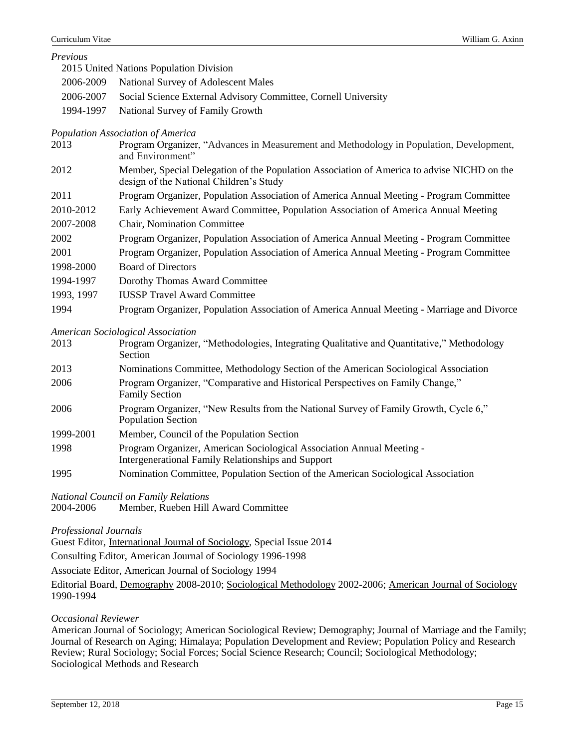*Previous*

2015 United Nations Population Division

| | |
|---|---|
| 2006-2009 | National Survey of Adolescent Males |
| 2006-2007 | Social Science External Advisory Committee, Cornell University |
| 1994-1997 | National Survey of Family Growth |

*Population Association of America*

| | |
|---|---|
| 2013 | Program Organizer, "Advances in Measurement and Methodology in Population, Development, and Environment" |
| 2012 | Member, Special Delegation of the Population Association of America to advise NICHD on the design of the National Children's Study |
| 2011 | Program Organizer, Population Association of America Annual Meeting - Program Committee |
| 2010-2012 | Early Achievement Award Committee, Population Association of America Annual Meeting |
| 2007-2008 | Chair, Nomination Committee |
| 2002 | Program Organizer, Population Association of America Annual Meeting - Program Committee |
| 2001 | Program Organizer, Population Association of America Annual Meeting - Program Committee |
| 1998-2000 | Board of Directors |
| 1994-1997 | Dorothy Thomas Award Committee |
| 1993, 1997 | IUSSP Travel Award Committee |
| 1994 | Program Organizer, Population Association of America Annual Meeting - Marriage and Divorce |

*American Sociological Association*

| | |
|---|---|
| 2013 | Program Organizer, "Methodologies, Integrating Qualitative and Quantitative," Methodology Section |
| 2013 | Nominations Committee, Methodology Section of the American Sociological Association |
| 2006 | Program Organizer, "Comparative and Historical Perspectives on Family Change," Family Section |
| 2006 | Program Organizer, "New Results from the National Survey of Family Growth, Cycle 6," Population Section |
| 1999-2001 | Member, Council of the Population Section |
| 1998 | Program Organizer, American Sociological Association Annual Meeting - Intergenerational Family Relationships and Support |
| 1995 | Nomination Committee, Population Section of the American Sociological Association |

*National Council on Family Relations*

2004-2006 Member, Rueben Hill Award Committee

*Professional Journals*

Guest Editor, International Journal of Sociology, Special Issue 2014

Consulting Editor, American Journal of Sociology 1996-1998

Associate Editor, American Journal of Sociology 1994

Editorial Board, Demography 2008-2010; Sociological Methodology 2002-2006; American Journal of Sociology 1990-1994

*Occasional Reviewer*

American Journal of Sociology; American Sociological Review; Demography; Journal of Marriage and the Family; Journal of Research on Aging; Himalaya; Population Development and Review; Population Policy and Research Review; Rural Sociology; Social Forces; Social Science Research; Council; Sociological Methodology; Sociological Methods and Research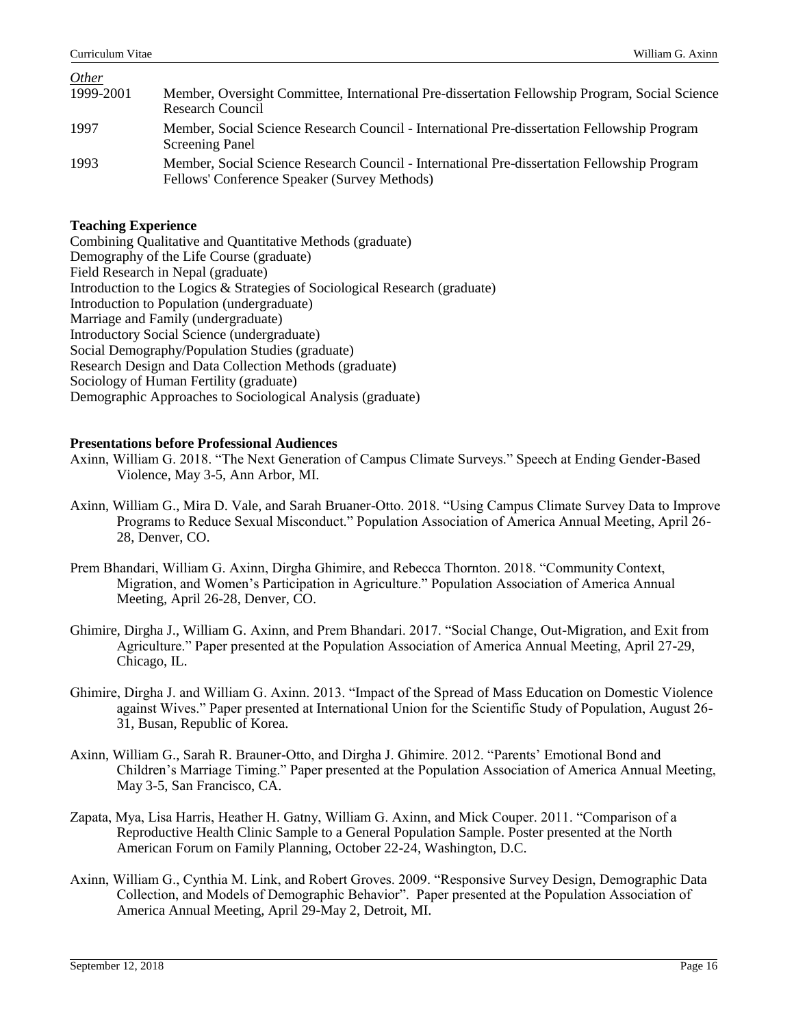*Other*

| | |
|---|---|
| 1999-2001 | Member, Oversight Committee, International Pre-dissertation Fellowship Program, Social Science Research Council |
| 1997 | Member, Social Science Research Council - International Pre-dissertation Fellowship Program Screening Panel |
| 1993 | Member, Social Science Research Council - International Pre-dissertation Fellowship Program Fellows' Conference Speaker (Survey Methods) |

**Teaching Experience**

Combining Qualitative and Quantitative Methods (graduate)
Demography of the Life Course (graduate)
Field Research in Nepal (graduate)
Introduction to the Logics & Strategies of Sociological Research (graduate)
Introduction to Population (undergraduate)
Marriage and Family (undergraduate)
Introductory Social Science (undergraduate)
Social Demography/Population Studies (graduate)
Research Design and Data Collection Methods (graduate)
Sociology of Human Fertility (graduate)
Demographic Approaches to Sociological Analysis (graduate)

**Presentations before Professional Audiences**

Axinn, William G. 2018. "The Next Generation of Campus Climate Surveys." Speech at Ending Gender-Based Violence, May 3-5, Ann Arbor, MI.

Axinn, William G., Mira D. Vale, and Sarah Bruaner-Otto. 2018. "Using Campus Climate Survey Data to Improve Programs to Reduce Sexual Misconduct." Population Association of America Annual Meeting, April 26-28, Denver, CO.

Prem Bhandari, William G. Axinn, Dirgha Ghimire, and Rebecca Thornton. 2018. "Community Context, Migration, and Women's Participation in Agriculture." Population Association of America Annual Meeting, April 26-28, Denver, CO.

Ghimire, Dirgha J., William G. Axinn, and Prem Bhandari. 2017. "Social Change, Out-Migration, and Exit from Agriculture." Paper presented at the Population Association of America Annual Meeting, April 27-29, Chicago, IL.

Ghimire, Dirgha J. and William G. Axinn. 2013. "Impact of the Spread of Mass Education on Domestic Violence against Wives." Paper presented at International Union for the Scientific Study of Population, August 26-31, Busan, Republic of Korea.

Axinn, William G., Sarah R. Brauner-Otto, and Dirgha J. Ghimire. 2012. "Parents' Emotional Bond and Children's Marriage Timing." Paper presented at the Population Association of America Annual Meeting, May 3-5, San Francisco, CA.

Zapata, Mya, Lisa Harris, Heather H. Gatny, William G. Axinn, and Mick Couper. 2011. "Comparison of a Reproductive Health Clinic Sample to a General Population Sample. Poster presented at the North American Forum on Family Planning, October 22-24, Washington, D.C.

Axinn, William G., Cynthia M. Link, and Robert Groves. 2009. "Responsive Survey Design, Demographic Data Collection, and Models of Demographic Behavior". Paper presented at the Population Association of America Annual Meeting, April 29-May 2, Detroit, MI.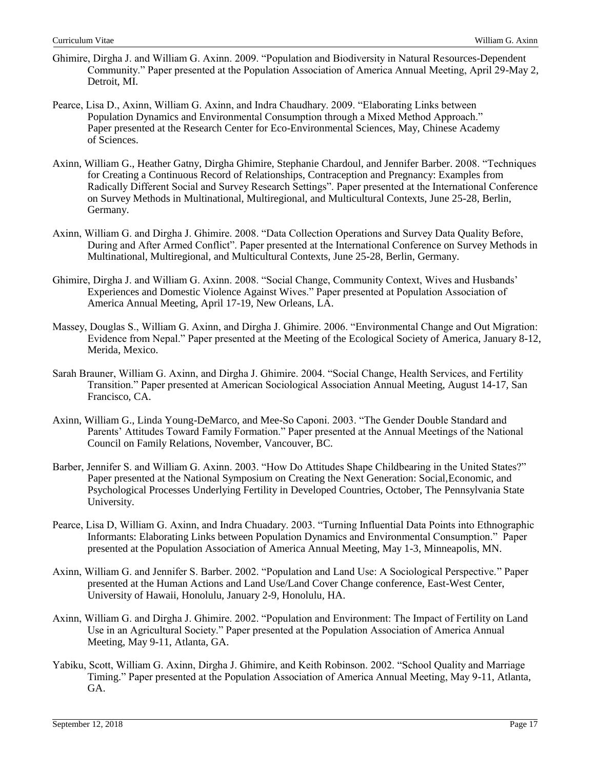Ghimire, Dirgha J. and William G. Axinn. 2009. "Population and Biodiversity in Natural Resources-Dependent Community." Paper presented at the Population Association of America Annual Meeting, April 29-May 2, Detroit, MI.

Pearce, Lisa D., Axinn, William G. Axinn, and Indra Chaudhary. 2009. "Elaborating Links between Population Dynamics and Environmental Consumption through a Mixed Method Approach." Paper presented at the Research Center for Eco-Environmental Sciences, May, Chinese Academy of Sciences.

Axinn, William G., Heather Gatny, Dirgha Ghimire, Stephanie Chardoul, and Jennifer Barber. 2008. "Techniques for Creating a Continuous Record of Relationships, Contraception and Pregnancy: Examples from Radically Different Social and Survey Research Settings". Paper presented at the International Conference on Survey Methods in Multinational, Multiregional, and Multicultural Contexts, June 25-28, Berlin, Germany.

Axinn, William G. and Dirgha J. Ghimire. 2008. "Data Collection Operations and Survey Data Quality Before, During and After Armed Conflict". Paper presented at the International Conference on Survey Methods in Multinational, Multiregional, and Multicultural Contexts, June 25-28, Berlin, Germany.

Ghimire, Dirgha J. and William G. Axinn. 2008. "Social Change, Community Context, Wives and Husbands' Experiences and Domestic Violence Against Wives." Paper presented at Population Association of America Annual Meeting, April 17-19, New Orleans, LA.

Massey, Douglas S., William G. Axinn, and Dirgha J. Ghimire. 2006. "Environmental Change and Out Migration: Evidence from Nepal." Paper presented at the Meeting of the Ecological Society of America, January 8-12, Merida, Mexico.

Sarah Brauner, William G. Axinn, and Dirgha J. Ghimire. 2004. "Social Change, Health Services, and Fertility Transition." Paper presented at American Sociological Association Annual Meeting, August 14-17, San Francisco, CA.

Axinn, William G., Linda Young-DeMarco, and Mee-So Caponi. 2003. "The Gender Double Standard and Parents' Attitudes Toward Family Formation." Paper presented at the Annual Meetings of the National Council on Family Relations, November, Vancouver, BC.

Barber, Jennifer S. and William G. Axinn. 2003. "How Do Attitudes Shape Childbearing in the United States?" Paper presented at the National Symposium on Creating the Next Generation: Social,Economic, and Psychological Processes Underlying Fertility in Developed Countries, October, The Pennsylvania State University.

Pearce, Lisa D, William G. Axinn, and Indra Chuadary. 2003. "Turning Influential Data Points into Ethnographic Informants: Elaborating Links between Population Dynamics and Environmental Consumption." Paper presented at the Population Association of America Annual Meeting, May 1-3, Minneapolis, MN.

Axinn, William G. and Jennifer S. Barber. 2002. "Population and Land Use: A Sociological Perspective." Paper presented at the Human Actions and Land Use/Land Cover Change conference, East-West Center, University of Hawaii, Honolulu, January 2-9, Honolulu, HA.

Axinn, William G. and Dirgha J. Ghimire. 2002. "Population and Environment: The Impact of Fertility on Land Use in an Agricultural Society." Paper presented at the Population Association of America Annual Meeting, May 9-11, Atlanta, GA.

Yabiku, Scott, William G. Axinn, Dirgha J. Ghimire, and Keith Robinson. 2002. "School Quality and Marriage Timing." Paper presented at the Population Association of America Annual Meeting, May 9-11, Atlanta, GA.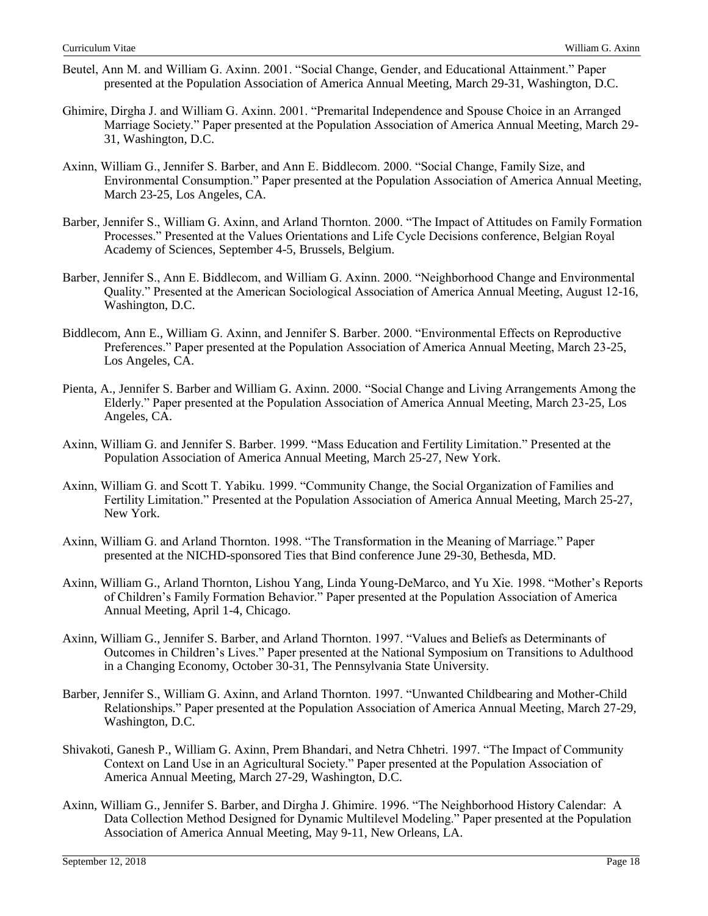Beutel, Ann M. and William G. Axinn. 2001. "Social Change, Gender, and Educational Attainment." Paper presented at the Population Association of America Annual Meeting, March 29-31, Washington, D.C.

Ghimire, Dirgha J. and William G. Axinn. 2001. "Premarital Independence and Spouse Choice in an Arranged Marriage Society." Paper presented at the Population Association of America Annual Meeting, March 29-31, Washington, D.C.

Axinn, William G., Jennifer S. Barber, and Ann E. Biddlecom. 2000. "Social Change, Family Size, and Environmental Consumption." Paper presented at the Population Association of America Annual Meeting, March 23-25, Los Angeles, CA.

Barber, Jennifer S., William G. Axinn, and Arland Thornton. 2000. "The Impact of Attitudes on Family Formation Processes." Presented at the Values Orientations and Life Cycle Decisions conference, Belgian Royal Academy of Sciences, September 4-5, Brussels, Belgium.

Barber, Jennifer S., Ann E. Biddlecom, and William G. Axinn. 2000. "Neighborhood Change and Environmental Quality." Presented at the American Sociological Association of America Annual Meeting, August 12-16, Washington, D.C.

Biddlecom, Ann E., William G. Axinn, and Jennifer S. Barber. 2000. "Environmental Effects on Reproductive Preferences." Paper presented at the Population Association of America Annual Meeting, March 23-25, Los Angeles, CA.

Pienta, A., Jennifer S. Barber and William G. Axinn. 2000. "Social Change and Living Arrangements Among the Elderly." Paper presented at the Population Association of America Annual Meeting, March 23-25, Los Angeles, CA.

Axinn, William G. and Jennifer S. Barber. 1999. "Mass Education and Fertility Limitation." Presented at the Population Association of America Annual Meeting, March 25-27, New York.

Axinn, William G. and Scott T. Yabiku. 1999. "Community Change, the Social Organization of Families and Fertility Limitation." Presented at the Population Association of America Annual Meeting, March 25-27, New York.

Axinn, William G. and Arland Thornton. 1998. "The Transformation in the Meaning of Marriage." Paper presented at the NICHD-sponsored Ties that Bind conference June 29-30, Bethesda, MD.

Axinn, William G., Arland Thornton, Lishou Yang, Linda Young-DeMarco, and Yu Xie. 1998. "Mother's Reports of Children's Family Formation Behavior." Paper presented at the Population Association of America Annual Meeting, April 1-4, Chicago.

Axinn, William G., Jennifer S. Barber, and Arland Thornton. 1997. "Values and Beliefs as Determinants of Outcomes in Children's Lives." Paper presented at the National Symposium on Transitions to Adulthood in a Changing Economy, October 30-31, The Pennsylvania State University.

Barber, Jennifer S., William G. Axinn, and Arland Thornton. 1997. "Unwanted Childbearing and Mother-Child Relationships." Paper presented at the Population Association of America Annual Meeting, March 27-29, Washington, D.C.

Shivakoti, Ganesh P., William G. Axinn, Prem Bhandari, and Netra Chhetri. 1997. "The Impact of Community Context on Land Use in an Agricultural Society." Paper presented at the Population Association of America Annual Meeting, March 27-29, Washington, D.C.

Axinn, William G., Jennifer S. Barber, and Dirgha J. Ghimire. 1996. "The Neighborhood History Calendar: A Data Collection Method Designed for Dynamic Multilevel Modeling." Paper presented at the Population Association of America Annual Meeting, May 9-11, New Orleans, LA.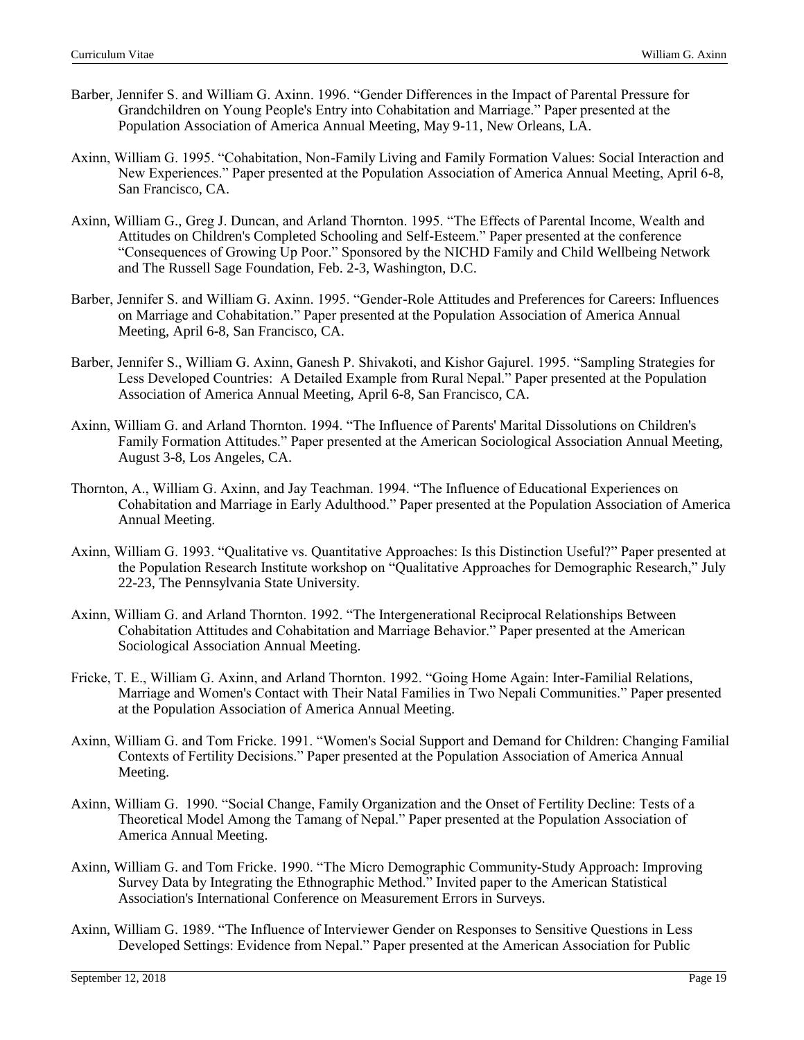Barber, Jennifer S. and William G. Axinn. 1996. "Gender Differences in the Impact of Parental Pressure for Grandchildren on Young People's Entry into Cohabitation and Marriage." Paper presented at the Population Association of America Annual Meeting, May 9-11, New Orleans, LA.

Axinn, William G. 1995. "Cohabitation, Non-Family Living and Family Formation Values: Social Interaction and New Experiences." Paper presented at the Population Association of America Annual Meeting, April 6-8, San Francisco, CA.

Axinn, William G., Greg J. Duncan, and Arland Thornton. 1995. "The Effects of Parental Income, Wealth and Attitudes on Children's Completed Schooling and Self-Esteem." Paper presented at the conference "Consequences of Growing Up Poor." Sponsored by the NICHD Family and Child Wellbeing Network and The Russell Sage Foundation, Feb. 2-3, Washington, D.C.

Barber, Jennifer S. and William G. Axinn. 1995. "Gender-Role Attitudes and Preferences for Careers: Influences on Marriage and Cohabitation." Paper presented at the Population Association of America Annual Meeting, April 6-8, San Francisco, CA.

Barber, Jennifer S., William G. Axinn, Ganesh P. Shivakoti, and Kishor Gajurel. 1995. "Sampling Strategies for Less Developed Countries: A Detailed Example from Rural Nepal." Paper presented at the Population Association of America Annual Meeting, April 6-8, San Francisco, CA.

Axinn, William G. and Arland Thornton. 1994. "The Influence of Parents' Marital Dissolutions on Children's Family Formation Attitudes." Paper presented at the American Sociological Association Annual Meeting, August 3-8, Los Angeles, CA.

Thornton, A., William G. Axinn, and Jay Teachman. 1994. "The Influence of Educational Experiences on Cohabitation and Marriage in Early Adulthood." Paper presented at the Population Association of America Annual Meeting.

Axinn, William G. 1993. "Qualitative vs. Quantitative Approaches: Is this Distinction Useful?" Paper presented at the Population Research Institute workshop on "Qualitative Approaches for Demographic Research," July 22-23, The Pennsylvania State University.

Axinn, William G. and Arland Thornton. 1992. "The Intergenerational Reciprocal Relationships Between Cohabitation Attitudes and Cohabitation and Marriage Behavior." Paper presented at the American Sociological Association Annual Meeting.

Fricke, T. E., William G. Axinn, and Arland Thornton. 1992. "Going Home Again: Inter-Familial Relations, Marriage and Women's Contact with Their Natal Families in Two Nepali Communities." Paper presented at the Population Association of America Annual Meeting.

Axinn, William G. and Tom Fricke. 1991. "Women's Social Support and Demand for Children: Changing Familial Contexts of Fertility Decisions." Paper presented at the Population Association of America Annual Meeting.

Axinn, William G. 1990. "Social Change, Family Organization and the Onset of Fertility Decline: Tests of a Theoretical Model Among the Tamang of Nepal." Paper presented at the Population Association of America Annual Meeting.

Axinn, William G. and Tom Fricke. 1990. "The Micro Demographic Community-Study Approach: Improving Survey Data by Integrating the Ethnographic Method." Invited paper to the American Statistical Association's International Conference on Measurement Errors in Surveys.

Axinn, William G. 1989. "The Influence of Interviewer Gender on Responses to Sensitive Questions in Less Developed Settings: Evidence from Nepal." Paper presented at the American Association for Public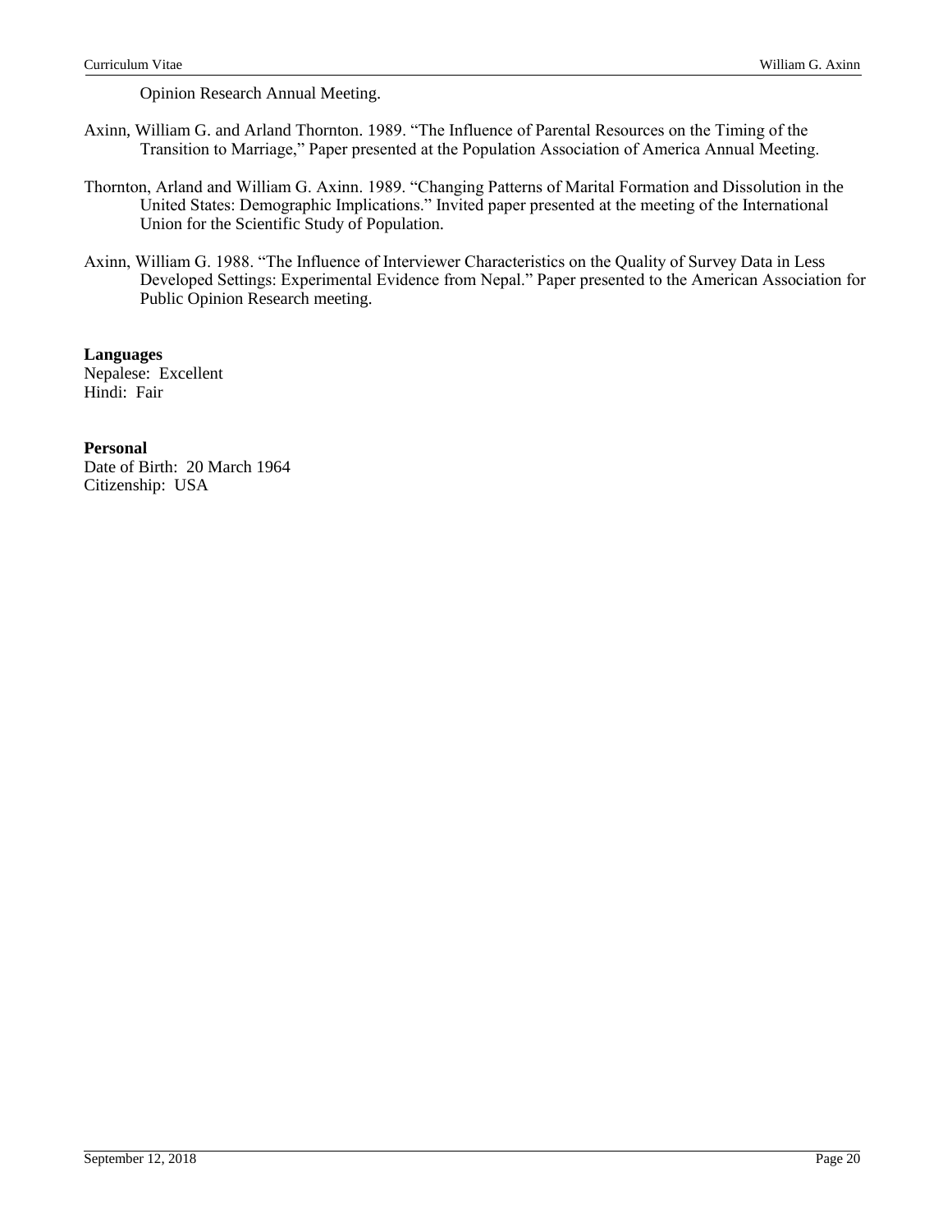Opinion Research Annual Meeting.

Axinn, William G. and Arland Thornton. 1989. "The Influence of Parental Resources on the Timing of the Transition to Marriage," Paper presented at the Population Association of America Annual Meeting.

Thornton, Arland and William G. Axinn. 1989. "Changing Patterns of Marital Formation and Dissolution in the United States: Demographic Implications." Invited paper presented at the meeting of the International Union for the Scientific Study of Population.

Axinn, William G. 1988. "The Influence of Interviewer Characteristics on the Quality of Survey Data in Less Developed Settings: Experimental Evidence from Nepal." Paper presented to the American Association for Public Opinion Research meeting.

**Languages**
Nepalese: Excellent
Hindi: Fair

**Personal**
Date of Birth: 20 March 1964
Citizenship: USA